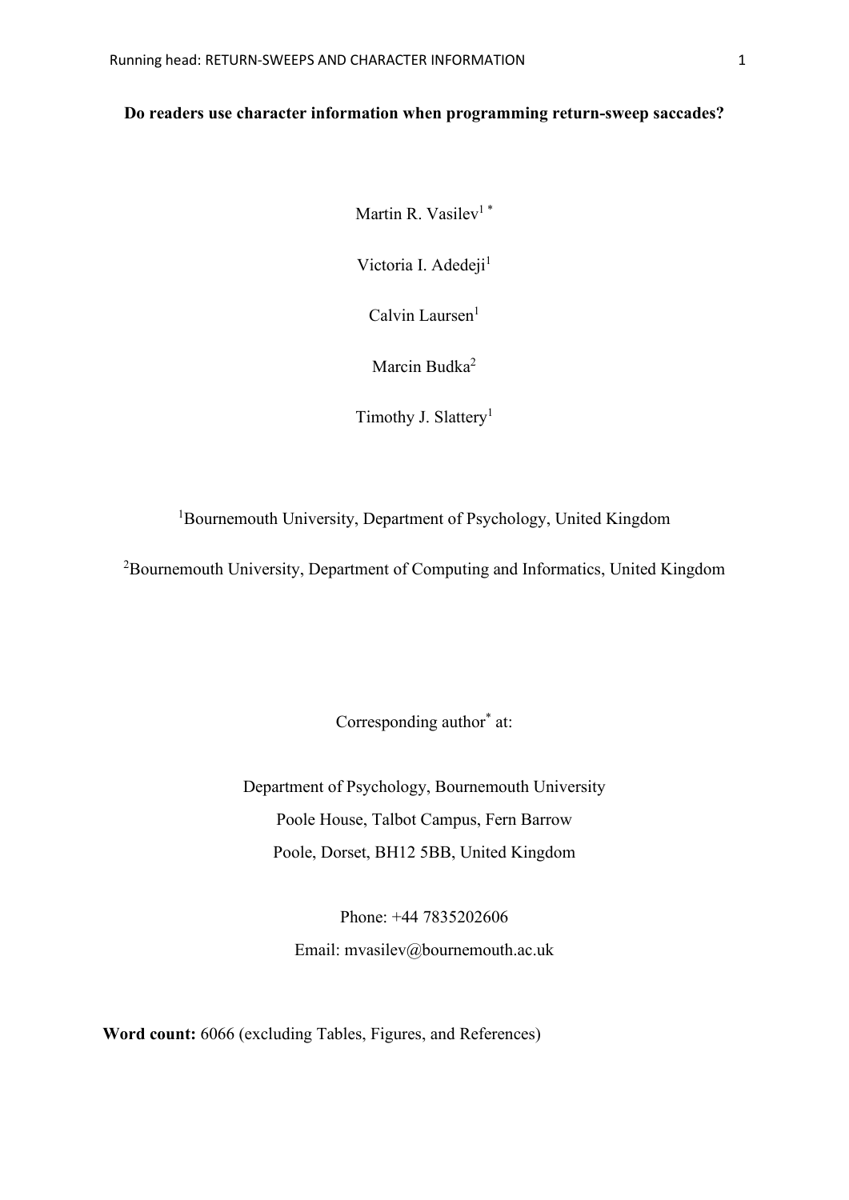**Do readers use character information when programming return-sweep saccades?**

Martin R. Vasilev[1 *]

Victoria I. Adedeji[1]

Calvin Laursen[1]

Marcin Budka[2]

Timothy J. Slattery[1]

[1]Bournemouth University, Department of Psychology, United Kingdom

[2]Bournemouth University, Department of Computing and Informatics, United Kingdom

Corresponding author[*] at:

Department of Psychology, Bournemouth University

Poole House, Talbot Campus, Fern Barrow

Poole, Dorset, BH12 5BB, United Kingdom

Phone: +44 7835202606

Email: mvasilev@bournemouth.ac.uk

**Word count:** 6066 (excluding Tables, Figures, and References)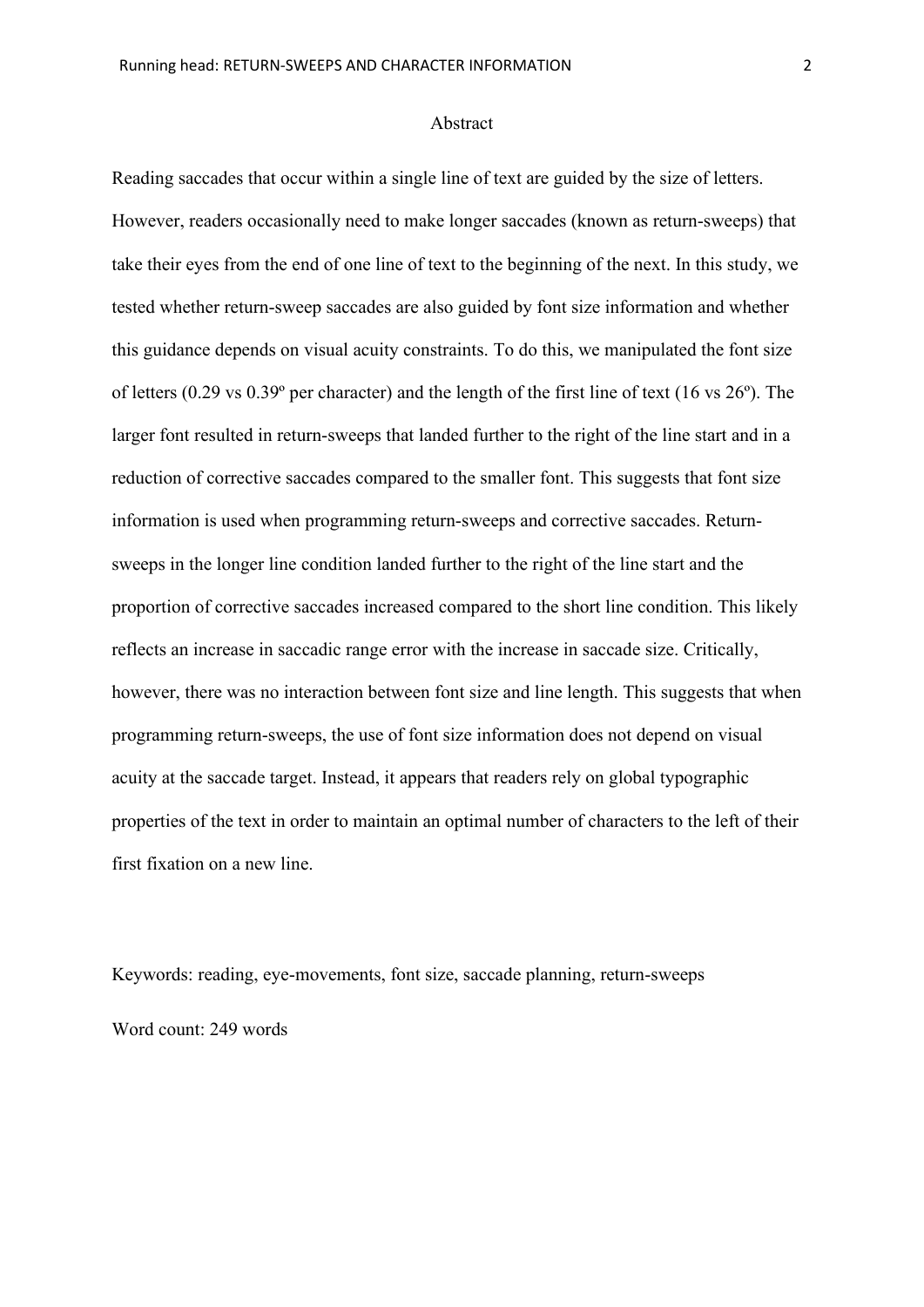# Abstract

Reading saccades that occur within a single line of text are guided by the size of letters. However, readers occasionally need to make longer saccades (known as return-sweeps) that take their eyes from the end of one line of text to the beginning of the next. In this study, we tested whether return-sweep saccades are also guided by font size information and whether this guidance depends on visual acuity constraints. To do this, we manipulated the font size of letters (0.29 vs 0.39º per character) and the length of the first line of text (16 vs 26º). The larger font resulted in return-sweeps that landed further to the right of the line start and in a reduction of corrective saccades compared to the smaller font. This suggests that font size information is used when programming return-sweeps and corrective saccades. Return-sweeps in the longer line condition landed further to the right of the line start and the proportion of corrective saccades increased compared to the short line condition. This likely reflects an increase in saccadic range error with the increase in saccade size. Critically, however, there was no interaction between font size and line length. This suggests that when programming return-sweeps, the use of font size information does not depend on visual acuity at the saccade target. Instead, it appears that readers rely on global typographic properties of the text in order to maintain an optimal number of characters to the left of their first fixation on a new line.

Keywords: reading, eye-movements, font size, saccade planning, return-sweeps

Word count: 249 words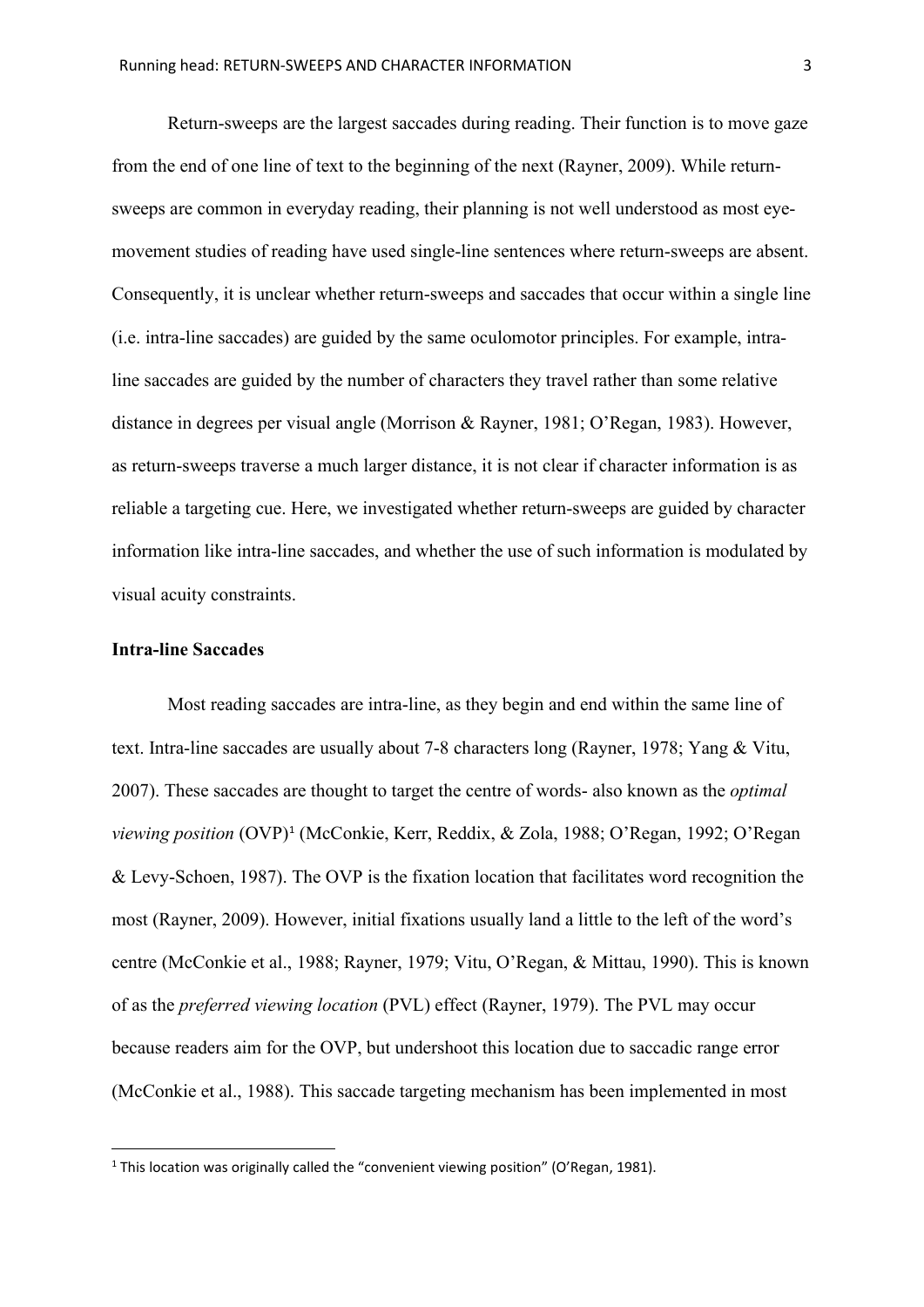Return-sweeps are the largest saccades during reading. Their function is to move gaze from the end of one line of text to the beginning of the next (Rayner, 2009). While return-sweeps are common in everyday reading, their planning is not well understood as most eye-movement studies of reading have used single-line sentences where return-sweeps are absent. Consequently, it is unclear whether return-sweeps and saccades that occur within a single line (i.e. intra-line saccades) are guided by the same oculomotor principles. For example, intra-line saccades are guided by the number of characters they travel rather than some relative distance in degrees per visual angle (Morrison & Rayner, 1981; O'Regan, 1983). However, as return-sweeps traverse a much larger distance, it is not clear if character information is as reliable a targeting cue. Here, we investigated whether return-sweeps are guided by character information like intra-line saccades, and whether the use of such information is modulated by visual acuity constraints.

## Intra-line Saccades

Most reading saccades are intra-line, as they begin and end within the same line of text. Intra-line saccades are usually about 7-8 characters long (Rayner, 1978; Yang & Vitu, 2007). These saccades are thought to target the centre of words- also known as the *optimal viewing position* (OVP)[1] (McConkie, Kerr, Reddix, & Zola, 1988; O'Regan, 1992; O'Regan & Levy-Schoen, 1987). The OVP is the fixation location that facilitates word recognition the most (Rayner, 2009). However, initial fixations usually land a little to the left of the word's centre (McConkie et al., 1988; Rayner, 1979; Vitu, O'Regan, & Mittau, 1990). This is known of as the *preferred viewing location* (PVL) effect (Rayner, 1979). The PVL may occur because readers aim for the OVP, but undershoot this location due to saccadic range error (McConkie et al., 1988). This saccade targeting mechanism has been implemented in most

[1] This location was originally called the "convenient viewing position" (O'Regan, 1981).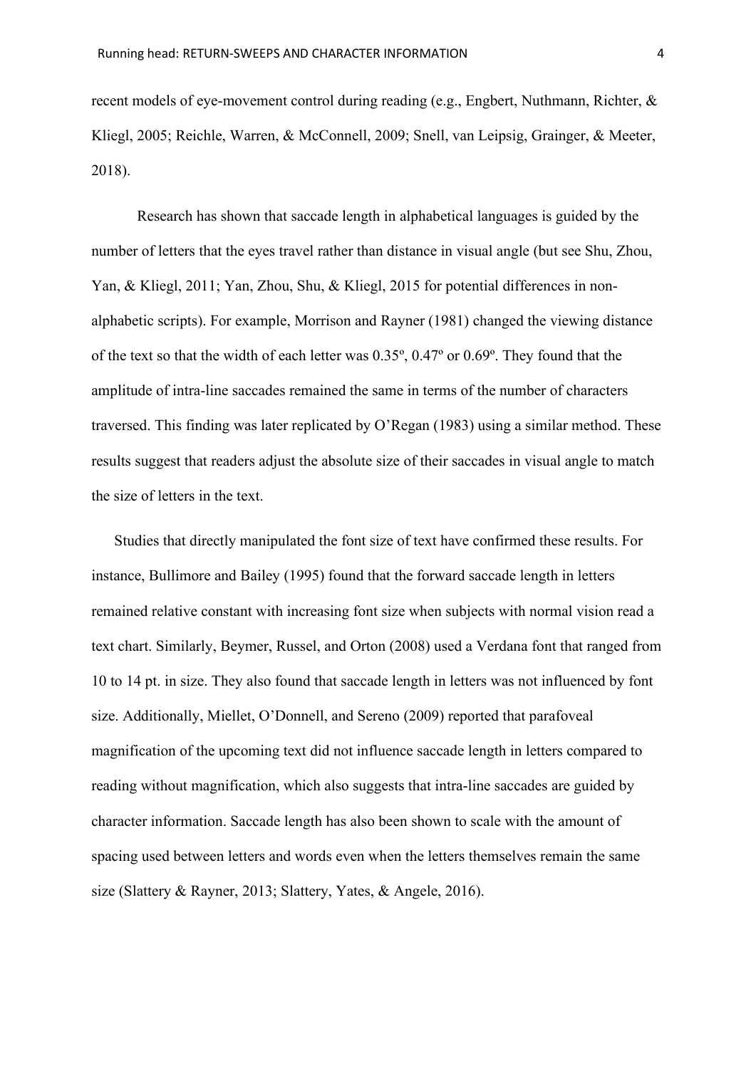recent models of eye-movement control during reading (e.g., Engbert, Nuthmann, Richter, & Kliegl, 2005; Reichle, Warren, & McConnell, 2009; Snell, van Leipsig, Grainger, & Meeter, 2018).

Research has shown that saccade length in alphabetical languages is guided by the number of letters that the eyes travel rather than distance in visual angle (but see Shu, Zhou, Yan, & Kliegl, 2011; Yan, Zhou, Shu, & Kliegl, 2015 for potential differences in non-alphabetic scripts). For example, Morrison and Rayner (1981) changed the viewing distance of the text so that the width of each letter was 0.35º, 0.47º or 0.69º. They found that the amplitude of intra-line saccades remained the same in terms of the number of characters traversed. This finding was later replicated by O'Regan (1983) using a similar method. These results suggest that readers adjust the absolute size of their saccades in visual angle to match the size of letters in the text.

Studies that directly manipulated the font size of text have confirmed these results. For instance, Bullimore and Bailey (1995) found that the forward saccade length in letters remained relative constant with increasing font size when subjects with normal vision read a text chart. Similarly, Beymer, Russel, and Orton (2008) used a Verdana font that ranged from 10 to 14 pt. in size. They also found that saccade length in letters was not influenced by font size. Additionally, Miellet, O'Donnell, and Sereno (2009) reported that parafoveal magnification of the upcoming text did not influence saccade length in letters compared to reading without magnification, which also suggests that intra-line saccades are guided by character information. Saccade length has also been shown to scale with the amount of spacing used between letters and words even when the letters themselves remain the same size (Slattery & Rayner, 2013; Slattery, Yates, & Angele, 2016).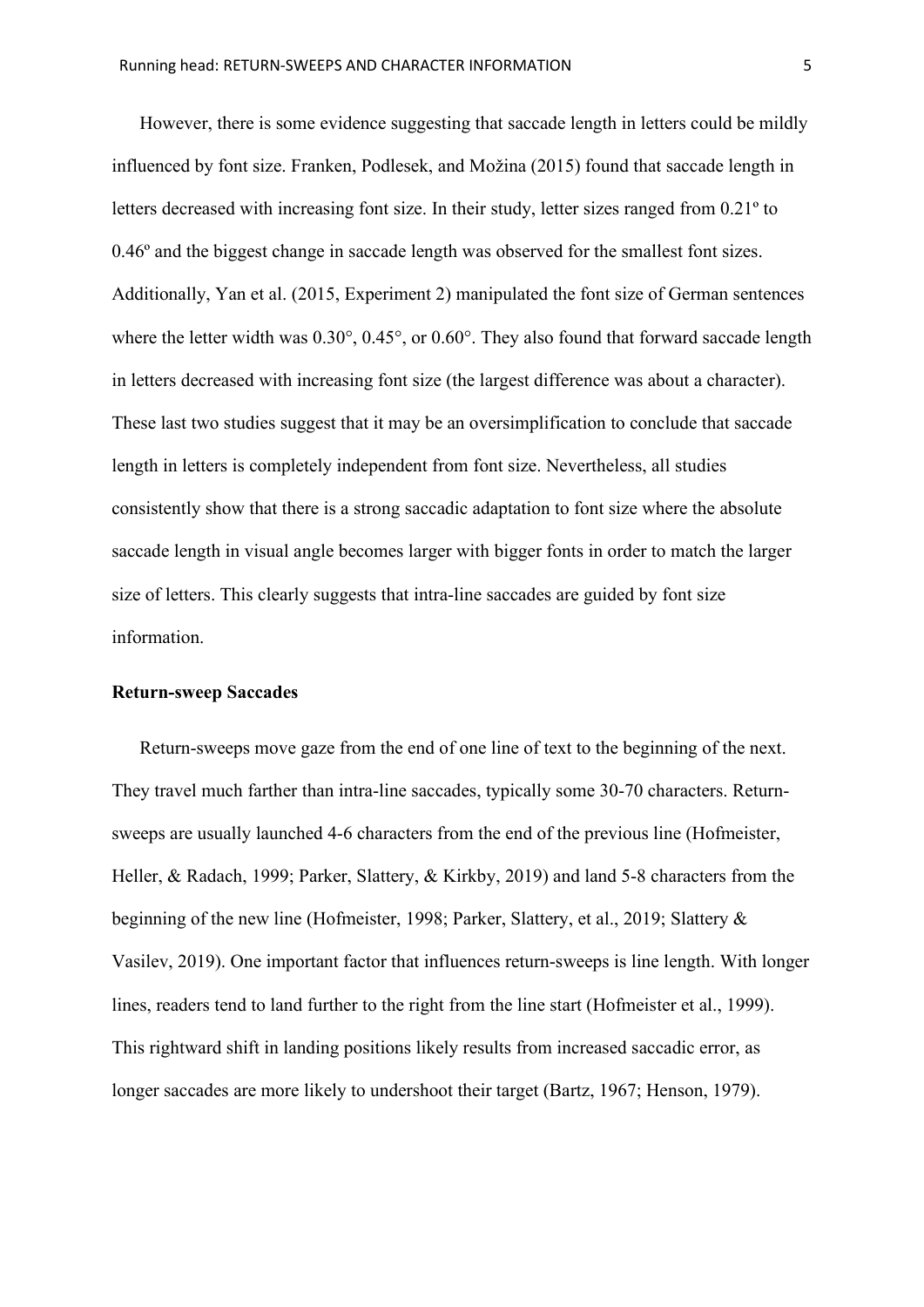However, there is some evidence suggesting that saccade length in letters could be mildly influenced by font size. Franken, Podlesek, and Možina (2015) found that saccade length in letters decreased with increasing font size. In their study, letter sizes ranged from 0.21º to 0.46º and the biggest change in saccade length was observed for the smallest font sizes. Additionally, Yan et al. (2015, Experiment 2) manipulated the font size of German sentences where the letter width was 0.30°, 0.45°, or 0.60°. They also found that forward saccade length in letters decreased with increasing font size (the largest difference was about a character). These last two studies suggest that it may be an oversimplification to conclude that saccade length in letters is completely independent from font size. Nevertheless, all studies consistently show that there is a strong saccadic adaptation to font size where the absolute saccade length in visual angle becomes larger with bigger fonts in order to match the larger size of letters. This clearly suggests that intra-line saccades are guided by font size information.

### Return-sweep Saccades

Return-sweeps move gaze from the end of one line of text to the beginning of the next. They travel much farther than intra-line saccades, typically some 30-70 characters. Return-sweeps are usually launched 4-6 characters from the end of the previous line (Hofmeister, Heller, & Radach, 1999; Parker, Slattery, & Kirkby, 2019) and land 5-8 characters from the beginning of the new line (Hofmeister, 1998; Parker, Slattery, et al., 2019; Slattery & Vasilev, 2019). One important factor that influences return-sweeps is line length. With longer lines, readers tend to land further to the right from the line start (Hofmeister et al., 1999). This rightward shift in landing positions likely results from increased saccadic error, as longer saccades are more likely to undershoot their target (Bartz, 1967; Henson, 1979).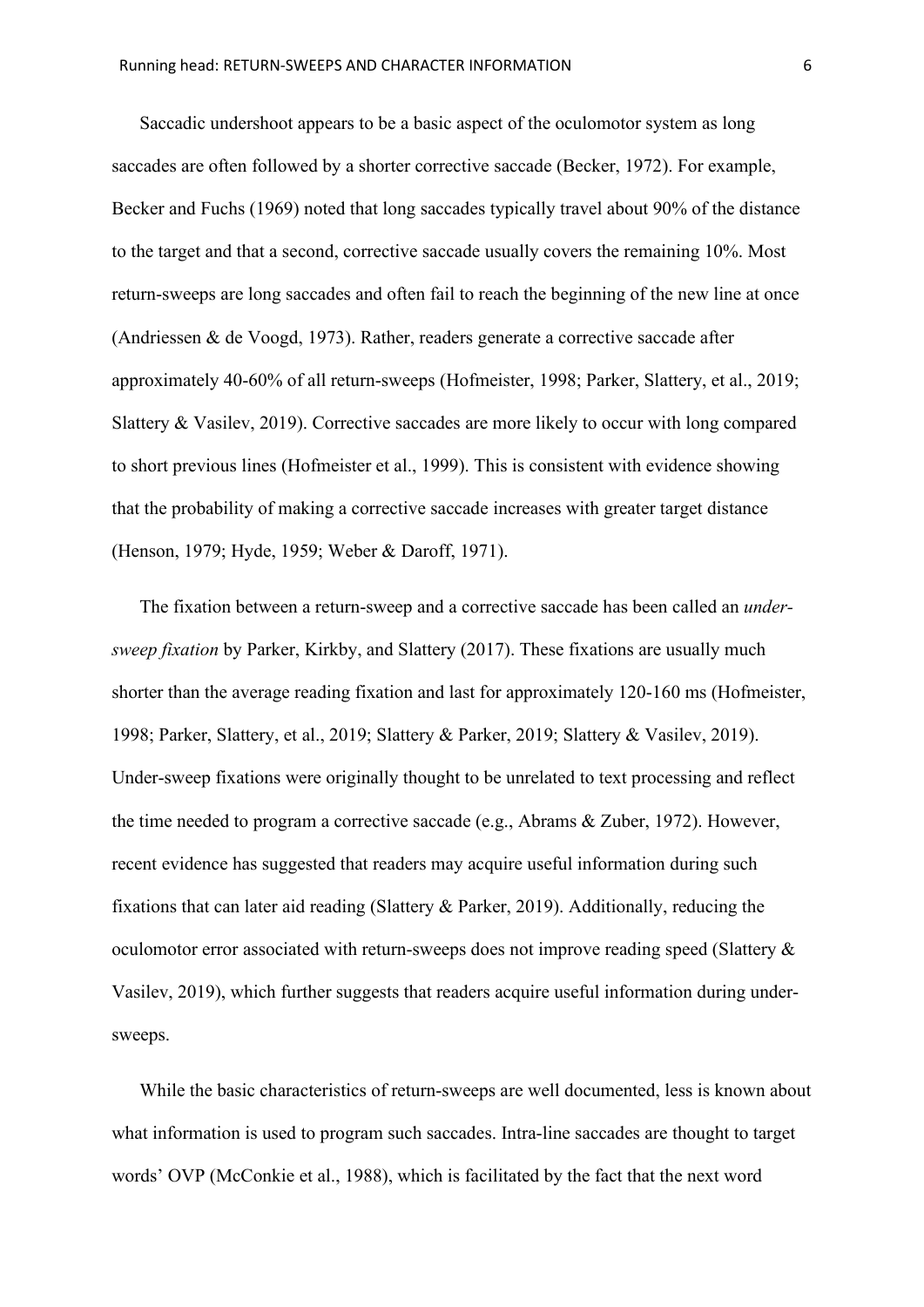Saccadic undershoot appears to be a basic aspect of the oculomotor system as long saccades are often followed by a shorter corrective saccade (Becker, 1972). For example, Becker and Fuchs (1969) noted that long saccades typically travel about 90% of the distance to the target and that a second, corrective saccade usually covers the remaining 10%. Most return-sweeps are long saccades and often fail to reach the beginning of the new line at once (Andriessen & de Voogd, 1973). Rather, readers generate a corrective saccade after approximately 40-60% of all return-sweeps (Hofmeister, 1998; Parker, Slattery, et al., 2019; Slattery & Vasilev, 2019). Corrective saccades are more likely to occur with long compared to short previous lines (Hofmeister et al., 1999). This is consistent with evidence showing that the probability of making a corrective saccade increases with greater target distance (Henson, 1979; Hyde, 1959; Weber & Daroff, 1971).

The fixation between a return-sweep and a corrective saccade has been called an *under-sweep fixation* by Parker, Kirkby, and Slattery (2017). These fixations are usually much shorter than the average reading fixation and last for approximately 120-160 ms (Hofmeister, 1998; Parker, Slattery, et al., 2019; Slattery & Parker, 2019; Slattery & Vasilev, 2019). Under-sweep fixations were originally thought to be unrelated to text processing and reflect the time needed to program a corrective saccade (e.g., Abrams & Zuber, 1972). However, recent evidence has suggested that readers may acquire useful information during such fixations that can later aid reading (Slattery & Parker, 2019). Additionally, reducing the oculomotor error associated with return-sweeps does not improve reading speed (Slattery & Vasilev, 2019), which further suggests that readers acquire useful information during under-sweeps.

While the basic characteristics of return-sweeps are well documented, less is known about what information is used to program such saccades. Intra-line saccades are thought to target words' OVP (McConkie et al., 1988), which is facilitated by the fact that the next word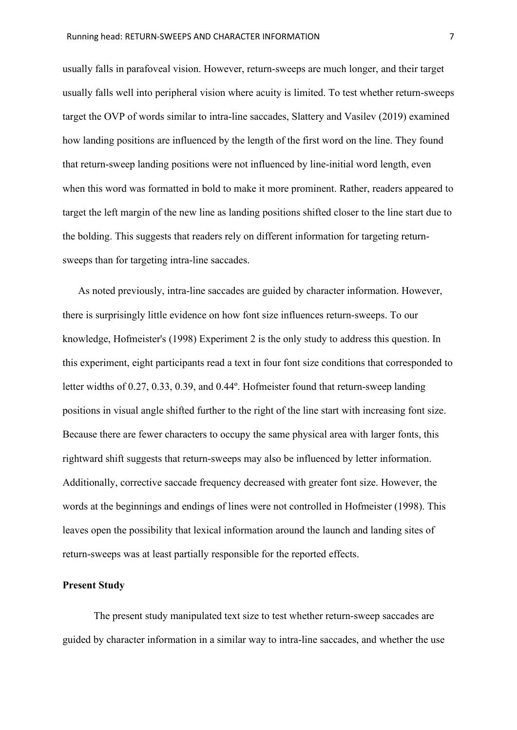usually falls in parafoveal vision. However, return-sweeps are much longer, and their target usually falls well into peripheral vision where acuity is limited. To test whether return-sweeps target the OVP of words similar to intra-line saccades, Slattery and Vasilev (2019) examined how landing positions are influenced by the length of the first word on the line. They found that return-sweep landing positions were not influenced by line-initial word length, even when this word was formatted in bold to make it more prominent. Rather, readers appeared to target the left margin of the new line as landing positions shifted closer to the line start due to the bolding. This suggests that readers rely on different information for targeting return-sweeps than for targeting intra-line saccades.

As noted previously, intra-line saccades are guided by character information. However, there is surprisingly little evidence on how font size influences return-sweeps. To our knowledge, Hofmeister's (1998) Experiment 2 is the only study to address this question. In this experiment, eight participants read a text in four font size conditions that corresponded to letter widths of 0.27, 0.33, 0.39, and 0.44º. Hofmeister found that return-sweep landing positions in visual angle shifted further to the right of the line start with increasing font size. Because there are fewer characters to occupy the same physical area with larger fonts, this rightward shift suggests that return-sweeps may also be influenced by letter information. Additionally, corrective saccade frequency decreased with greater font size. However, the words at the beginnings and endings of lines were not controlled in Hofmeister (1998). This leaves open the possibility that lexical information around the launch and landing sites of return-sweeps was at least partially responsible for the reported effects.

## Present Study

The present study manipulated text size to test whether return-sweep saccades are guided by character information in a similar way to intra-line saccades, and whether the use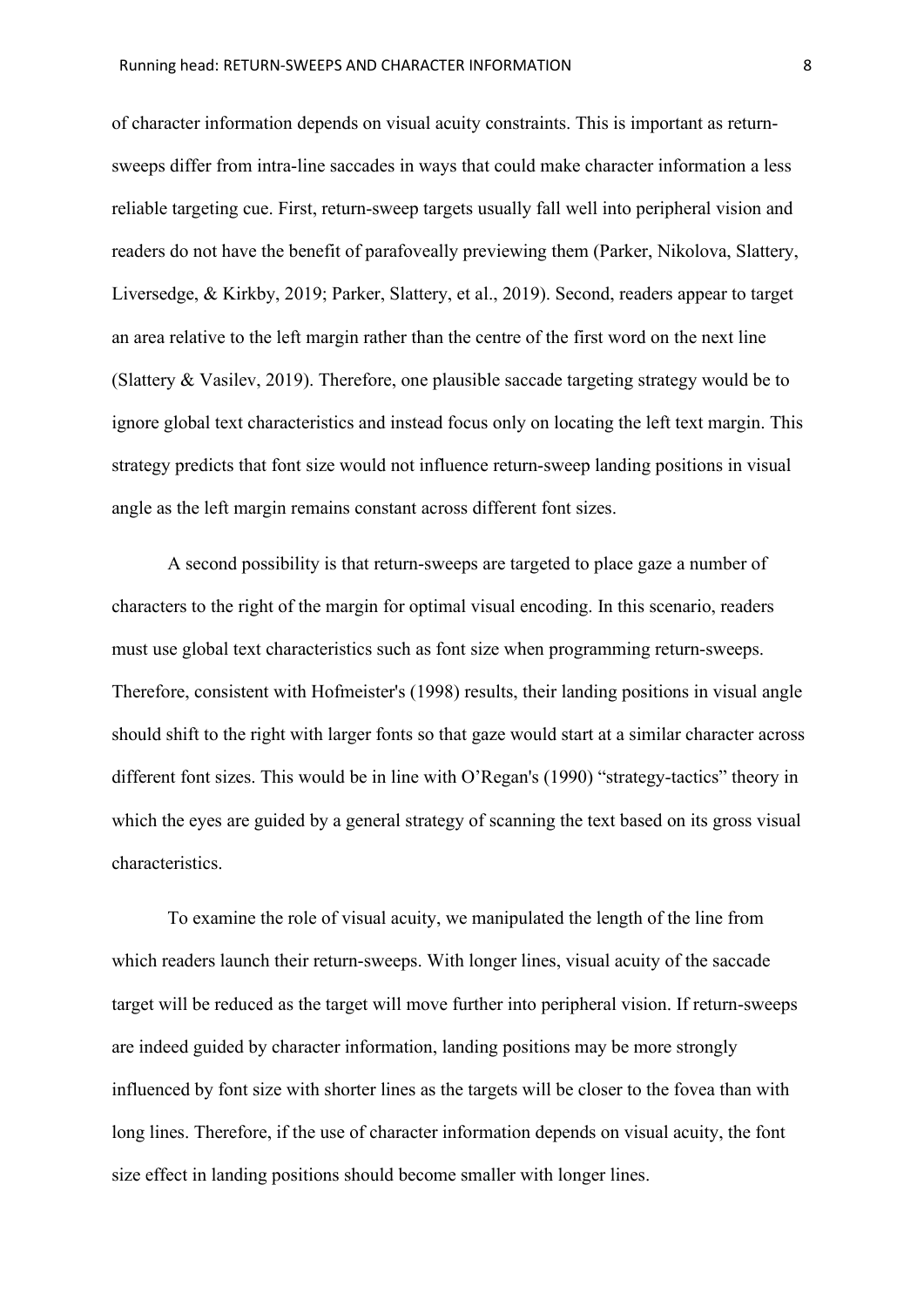of character information depends on visual acuity constraints. This is important as return-sweeps differ from intra-line saccades in ways that could make character information a less reliable targeting cue. First, return-sweep targets usually fall well into peripheral vision and readers do not have the benefit of parafoveally previewing them (Parker, Nikolova, Slattery, Liversedge, & Kirkby, 2019; Parker, Slattery, et al., 2019). Second, readers appear to target an area relative to the left margin rather than the centre of the first word on the next line (Slattery & Vasilev, 2019). Therefore, one plausible saccade targeting strategy would be to ignore global text characteristics and instead focus only on locating the left text margin. This strategy predicts that font size would not influence return-sweep landing positions in visual angle as the left margin remains constant across different font sizes.

A second possibility is that return-sweeps are targeted to place gaze a number of characters to the right of the margin for optimal visual encoding. In this scenario, readers must use global text characteristics such as font size when programming return-sweeps. Therefore, consistent with Hofmeister's (1998) results, their landing positions in visual angle should shift to the right with larger fonts so that gaze would start at a similar character across different font sizes. This would be in line with O'Regan's (1990) "strategy-tactics" theory in which the eyes are guided by a general strategy of scanning the text based on its gross visual characteristics.

To examine the role of visual acuity, we manipulated the length of the line from which readers launch their return-sweeps. With longer lines, visual acuity of the saccade target will be reduced as the target will move further into peripheral vision. If return-sweeps are indeed guided by character information, landing positions may be more strongly influenced by font size with shorter lines as the targets will be closer to the fovea than with long lines. Therefore, if the use of character information depends on visual acuity, the font size effect in landing positions should become smaller with longer lines.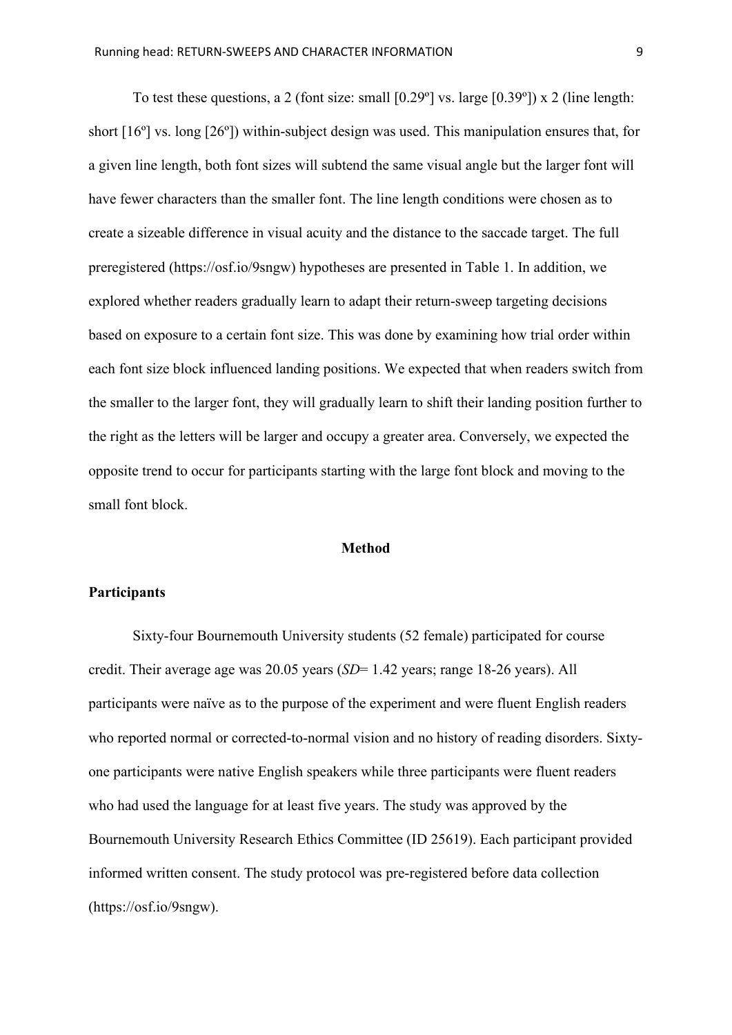To test these questions, a 2 (font size: small [0.29º] vs. large [0.39º]) x 2 (line length: short [16º] vs. long [26º]) within-subject design was used. This manipulation ensures that, for a given line length, both font sizes will subtend the same visual angle but the larger font will have fewer characters than the smaller font. The line length conditions were chosen as to create a sizeable difference in visual acuity and the distance to the saccade target. The full preregistered (https://osf.io/9sngw) hypotheses are presented in Table 1. In addition, we explored whether readers gradually learn to adapt their return-sweep targeting decisions based on exposure to a certain font size. This was done by examining how trial order within each font size block influenced landing positions. We expected that when readers switch from the smaller to the larger font, they will gradually learn to shift their landing position further to the right as the letters will be larger and occupy a greater area. Conversely, we expected the opposite trend to occur for participants starting with the large font block and moving to the small font block.

# Method

## Participants

Sixty-four Bournemouth University students (52 female) participated for course credit. Their average age was 20.05 years (*SD*= 1.42 years; range 18-26 years). All participants were naïve as to the purpose of the experiment and were fluent English readers who reported normal or corrected-to-normal vision and no history of reading disorders. Sixty-one participants were native English speakers while three participants were fluent readers who had used the language for at least five years. The study was approved by the Bournemouth University Research Ethics Committee (ID 25619). Each participant provided informed written consent. The study protocol was pre-registered before data collection (https://osf.io/9sngw).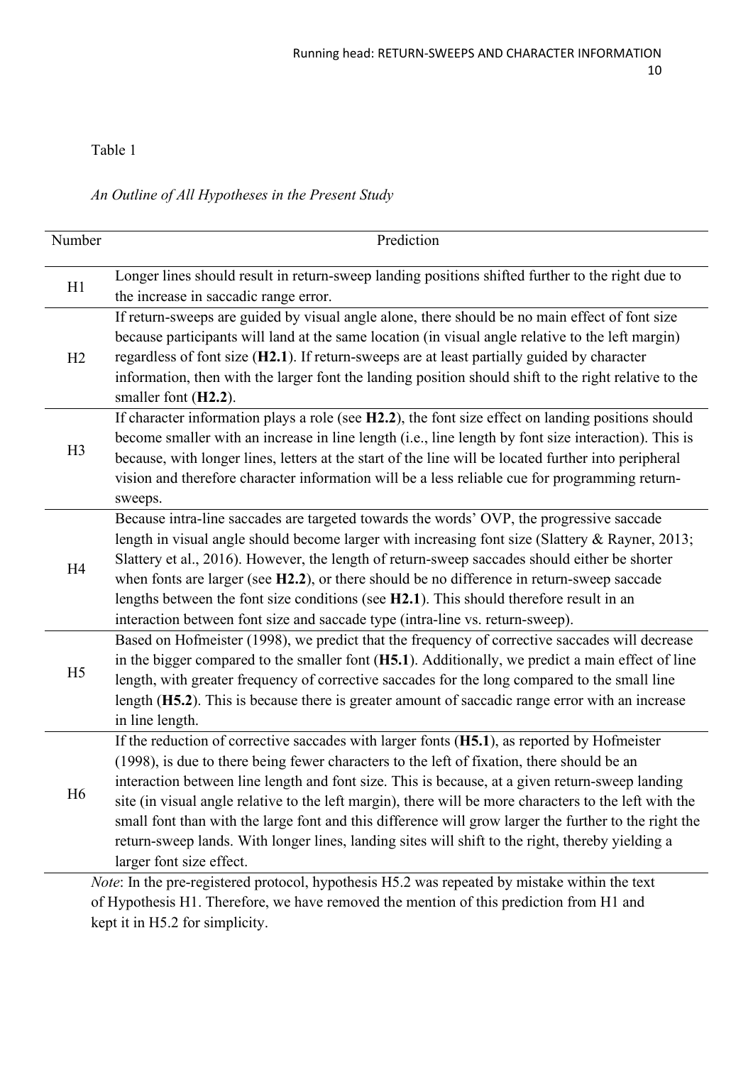Table 1

*An Outline of All Hypotheses in the Present Study*

| Number | Prediction |
|---|---|
| H1 | Longer lines should result in return-sweep landing positions shifted further to the right due to the increase in saccadic range error. |
| H2 | If return-sweeps are guided by visual angle alone, there should be no main effect of font size because participants will land at the same location (in visual angle relative to the left margin) regardless of font size (**H2.1**). If return-sweeps are at least partially guided by character information, then with the larger font the landing position should shift to the right relative to the smaller font (**H2.2**). |
| H3 | If character information plays a role (see **H2.2**), the font size effect on landing positions should become smaller with an increase in line length (i.e., line length by font size interaction). This is because, with longer lines, letters at the start of the line will be located further into peripheral vision and therefore character information will be a less reliable cue for programming return-sweeps. |
| H4 | Because intra-line saccades are targeted towards the words' OVP, the progressive saccade length in visual angle should become larger with increasing font size (Slattery & Rayner, 2013; Slattery et al., 2016). However, the length of return-sweep saccades should either be shorter when fonts are larger (see **H2.2**), or there should be no difference in return-sweep saccade lengths between the font size conditions (see **H2.1**). This should therefore result in an interaction between font size and saccade type (intra-line vs. return-sweep). |
| H5 | Based on Hofmeister (1998), we predict that the frequency of corrective saccades will decrease in the bigger compared to the smaller font (**H5.1**). Additionally, we predict a main effect of line length, with greater frequency of corrective saccades for the long compared to the small line length (**H5.2**). This is because there is greater amount of saccadic range error with an increase in line length. |
| H6 | If the reduction of corrective saccades with larger fonts (**H5.1**), as reported by Hofmeister (1998), is due to there being fewer characters to the left of fixation, there should be an interaction between line length and font size. This is because, at a given return-sweep landing site (in visual angle relative to the left margin), there will be more characters to the left with the small font than with the large font and this difference will grow larger the further to the right the return-sweep lands. With longer lines, landing sites will shift to the right, thereby yielding a larger font size effect. |

*Note*: In the pre-registered protocol, hypothesis H5.2 was repeated by mistake within the text of Hypothesis H1. Therefore, we have removed the mention of this prediction from H1 and kept it in H5.2 for simplicity.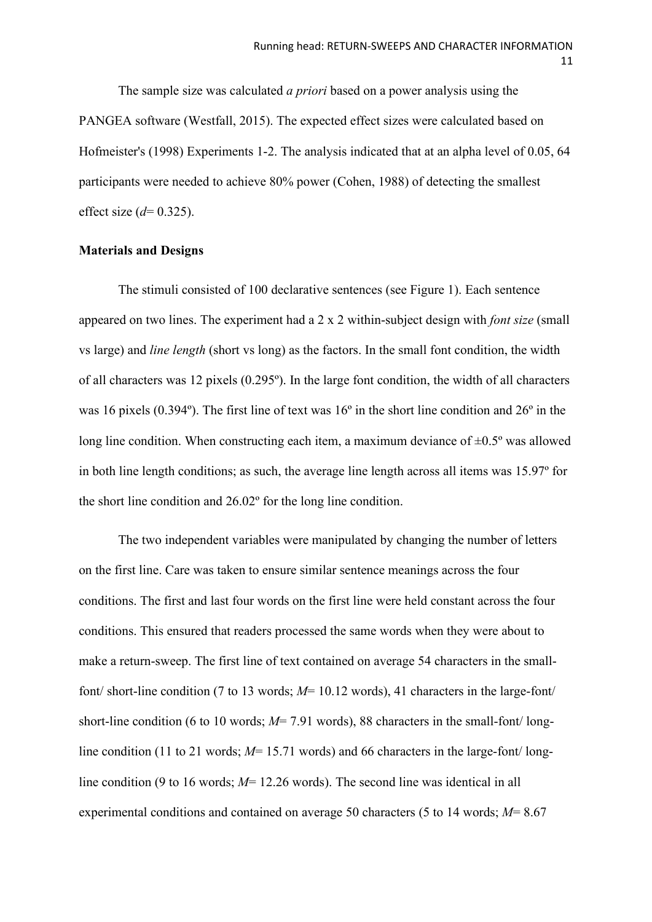The sample size was calculated *a priori* based on a power analysis using the PANGEA software (Westfall, 2015). The expected effect sizes were calculated based on Hofmeister's (1998) Experiments 1-2. The analysis indicated that at an alpha level of 0.05, 64 participants were needed to achieve 80% power (Cohen, 1988) of detecting the smallest effect size ($d$= 0.325).

**Materials and Designs**

The stimuli consisted of 100 declarative sentences (see Figure 1). Each sentence appeared on two lines. The experiment had a 2 x 2 within-subject design with *font size* (small vs large) and *line length* (short vs long) as the factors. In the small font condition, the width of all characters was 12 pixels (0.295º). In the large font condition, the width of all characters was 16 pixels (0.394º). The first line of text was 16º in the short line condition and 26º in the long line condition. When constructing each item, a maximum deviance of ±0.5º was allowed in both line length conditions; as such, the average line length across all items was 15.97º for the short line condition and 26.02º for the long line condition.

The two independent variables were manipulated by changing the number of letters on the first line. Care was taken to ensure similar sentence meanings across the four conditions. The first and last four words on the first line were held constant across the four conditions. This ensured that readers processed the same words when they were about to make a return-sweep. The first line of text contained on average 54 characters in the small-font/ short-line condition (7 to 13 words; $M$= 10.12 words), 41 characters in the large-font/ short-line condition (6 to 10 words; $M$= 7.91 words), 88 characters in the small-font/ long-line condition (11 to 21 words; $M$= 15.71 words) and 66 characters in the large-font/ long-line condition (9 to 16 words; $M$= 12.26 words). The second line was identical in all experimental conditions and contained on average 50 characters (5 to 14 words; $M$= 8.67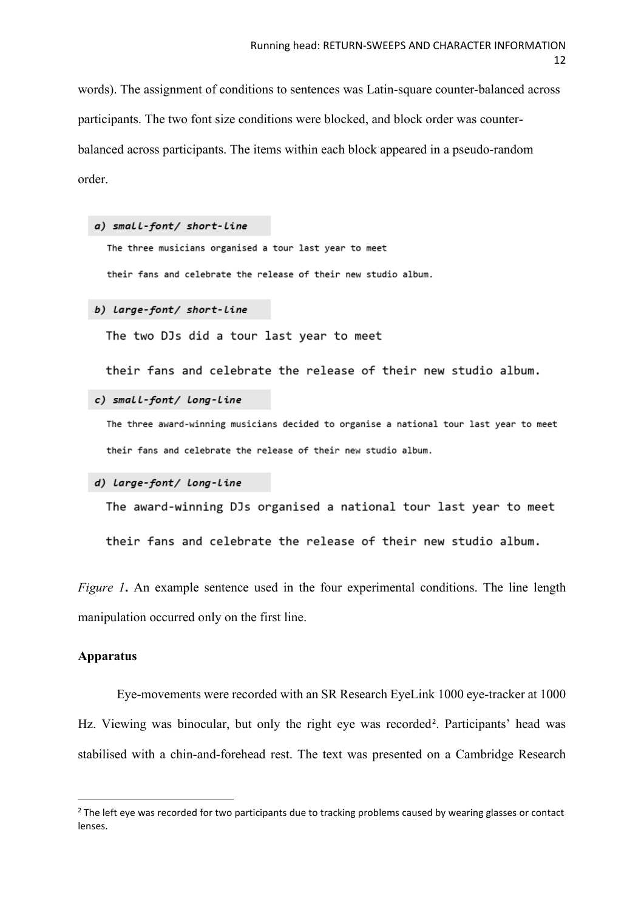words). The assignment of conditions to sentences was Latin-square counter-balanced across participants. The two font size conditions were blocked, and block order was counter-balanced across participants. The items within each block appeared in a pseudo-random order.

*a) small-font/ short-line*

The three musicians organised a tour last year to meet

their fans and celebrate the release of their new studio album.

*b) large-font/ short-line*

The two DJs did a tour last year to meet

their fans and celebrate the release of their new studio album.

*c) small-font/ long-line*

The three award-winning musicians decided to organise a national tour last year to meet

their fans and celebrate the release of their new studio album.

*d) large-font/ long-line*

The award-winning DJs organised a national tour last year to meet

their fans and celebrate the release of their new studio album.

*Figure 1***.** An example sentence used in the four experimental conditions. The line length manipulation occurred only on the first line.

**Apparatus**

Eye-movements were recorded with an SR Research EyeLink 1000 eye-tracker at 1000 Hz. Viewing was binocular, but only the right eye was recorded[2]. Participants' head was stabilised with a chin-and-forehead rest. The text was presented on a Cambridge Research

[2] The left eye was recorded for two participants due to tracking problems caused by wearing glasses or contact lenses.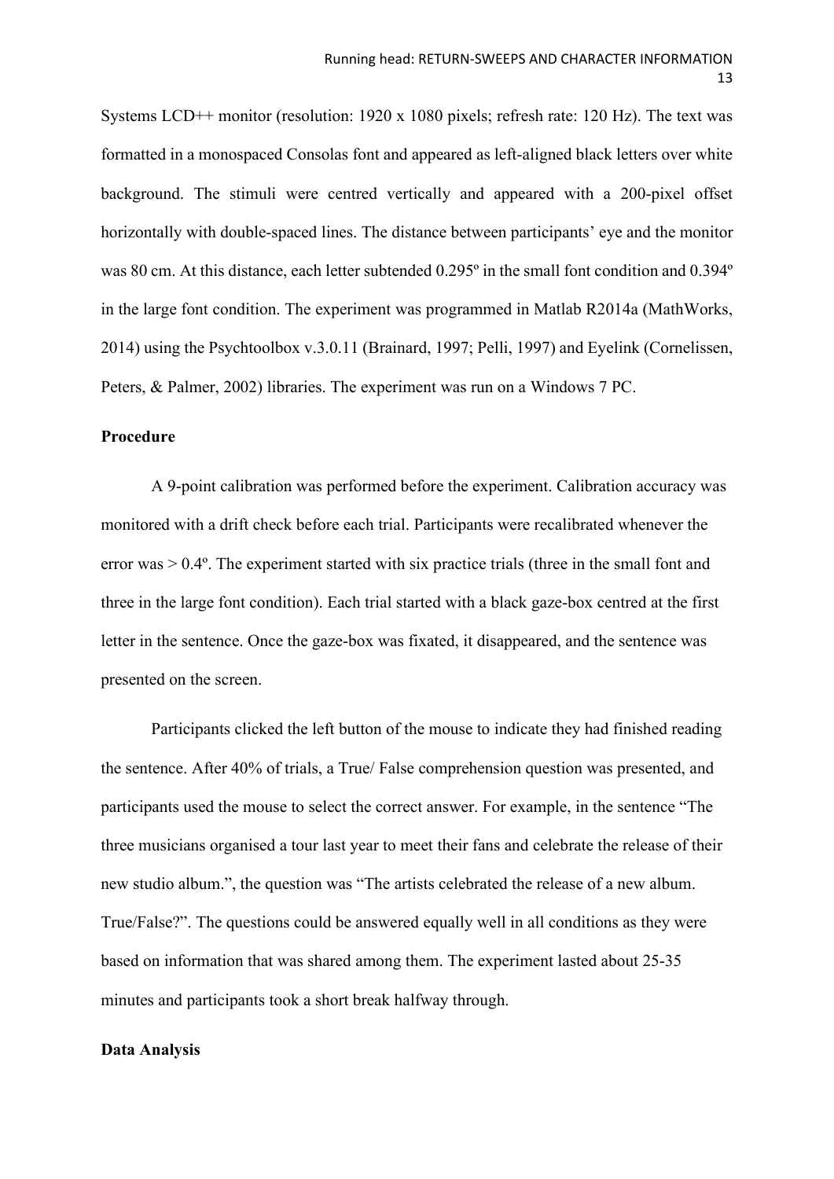Systems LCD++ monitor (resolution: 1920 x 1080 pixels; refresh rate: 120 Hz). The text was formatted in a monospaced Consolas font and appeared as left-aligned black letters over white background. The stimuli were centred vertically and appeared with a 200-pixel offset horizontally with double-spaced lines. The distance between participants' eye and the monitor was 80 cm. At this distance, each letter subtended 0.295º in the small font condition and 0.394º in the large font condition. The experiment was programmed in Matlab R2014a (MathWorks, 2014) using the Psychtoolbox v.3.0.11 (Brainard, 1997; Pelli, 1997) and Eyelink (Cornelissen, Peters, & Palmer, 2002) libraries. The experiment was run on a Windows 7 PC.

## Procedure

A 9-point calibration was performed before the experiment. Calibration accuracy was monitored with a drift check before each trial. Participants were recalibrated whenever the error was > 0.4º. The experiment started with six practice trials (three in the small font and three in the large font condition). Each trial started with a black gaze-box centred at the first letter in the sentence. Once the gaze-box was fixated, it disappeared, and the sentence was presented on the screen.

Participants clicked the left button of the mouse to indicate they had finished reading the sentence. After 40% of trials, a True/ False comprehension question was presented, and participants used the mouse to select the correct answer. For example, in the sentence "The three musicians organised a tour last year to meet their fans and celebrate the release of their new studio album.", the question was "The artists celebrated the release of a new album. True/False?". The questions could be answered equally well in all conditions as they were based on information that was shared among them. The experiment lasted about 25-35 minutes and participants took a short break halfway through.

## Data Analysis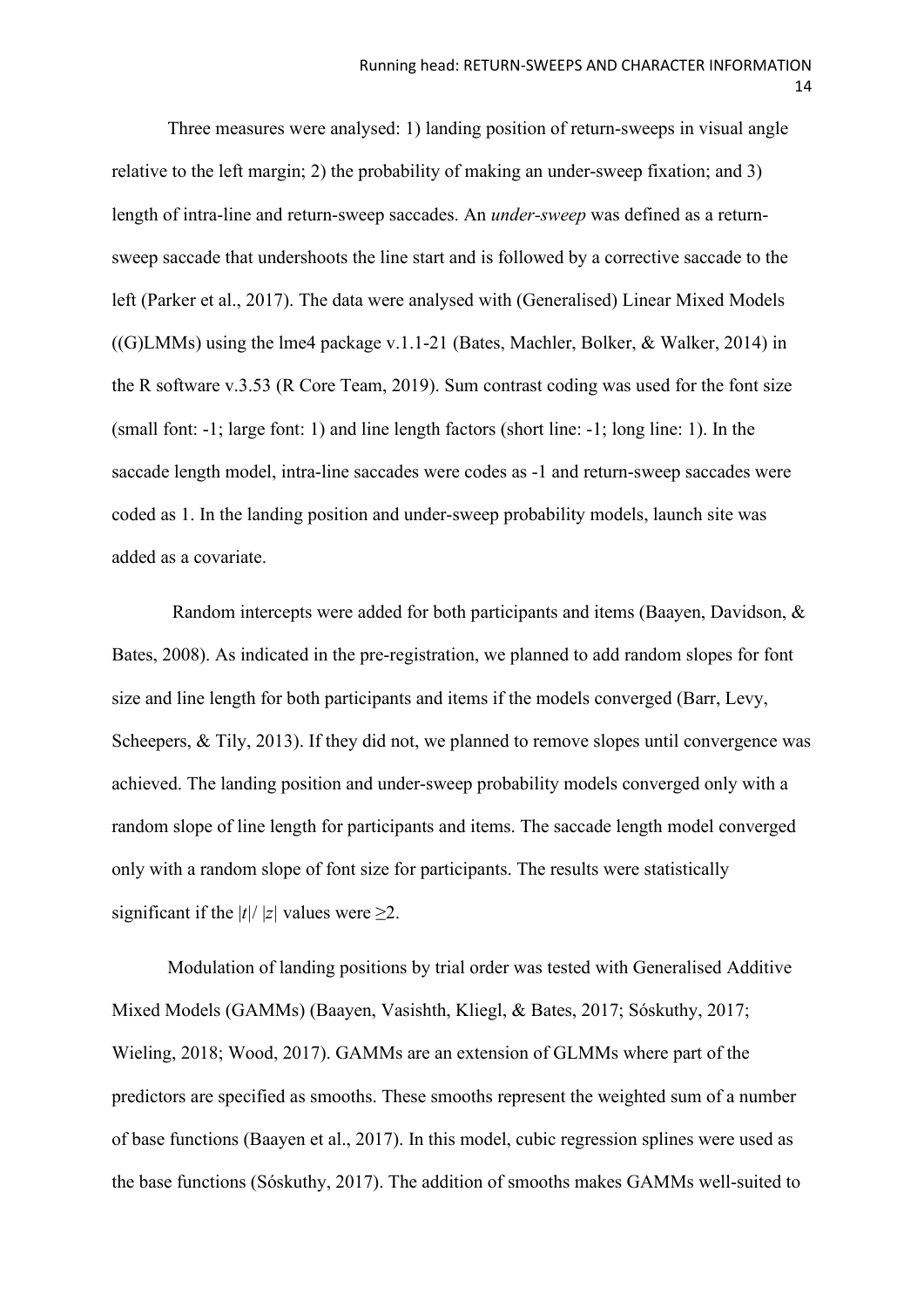Three measures were analysed: 1) landing position of return-sweeps in visual angle relative to the left margin; 2) the probability of making an under-sweep fixation; and 3) length of intra-line and return-sweep saccades. An *under-sweep* was defined as a return-sweep saccade that undershoots the line start and is followed by a corrective saccade to the left (Parker et al., 2017). The data were analysed with (Generalised) Linear Mixed Models ((G)LMMs) using the lme4 package v.1.1-21 (Bates, Machler, Bolker, & Walker, 2014) in the R software v.3.53 (R Core Team, 2019). Sum contrast coding was used for the font size (small font: -1; large font: 1) and line length factors (short line: -1; long line: 1). In the saccade length model, intra-line saccades were codes as -1 and return-sweep saccades were coded as 1. In the landing position and under-sweep probability models, launch site was added as a covariate.

Random intercepts were added for both participants and items (Baayen, Davidson, & Bates, 2008). As indicated in the pre-registration, we planned to add random slopes for font size and line length for both participants and items if the models converged (Barr, Levy, Scheepers, & Tily, 2013). If they did not, we planned to remove slopes until convergence was achieved. The landing position and under-sweep probability models converged only with a random slope of line length for participants and items. The saccade length model converged only with a random slope of font size for participants. The results were statistically significant if the $|t|$/ $|z|$ values were $\geq 2$.

Modulation of landing positions by trial order was tested with Generalised Additive Mixed Models (GAMMs) (Baayen, Vasishth, Kliegl, & Bates, 2017; Sóskuthy, 2017; Wieling, 2018; Wood, 2017). GAMMs are an extension of GLMMs where part of the predictors are specified as smooths. These smooths represent the weighted sum of a number of base functions (Baayen et al., 2017). In this model, cubic regression splines were used as the base functions (Sóskuthy, 2017). The addition of smooths makes GAMMs well-suited to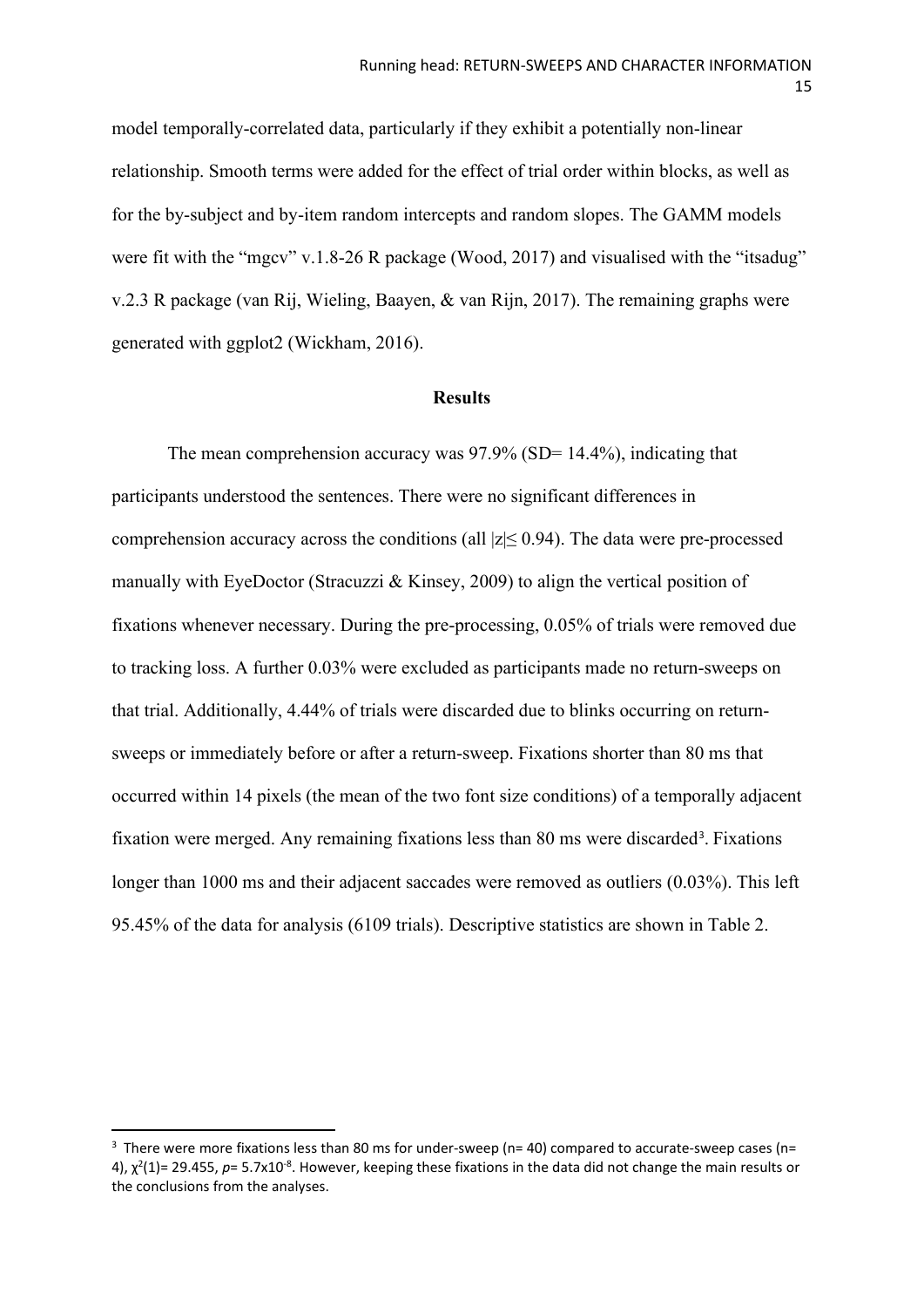model temporally-correlated data, particularly if they exhibit a potentially non-linear relationship. Smooth terms were added for the effect of trial order within blocks, as well as for the by-subject and by-item random intercepts and random slopes. The GAMM models were fit with the "mgcv" v.1.8-26 R package (Wood, 2017) and visualised with the "itsadug" v.2.3 R package (van Rij, Wieling, Baayen, & van Rijn, 2017). The remaining graphs were generated with ggplot2 (Wickham, 2016).

## Results

The mean comprehension accuracy was 97.9% (SD= 14.4%), indicating that participants understood the sentences. There were no significant differences in comprehension accuracy across the conditions (all $|z| \leq 0.94$). The data were pre-processed manually with EyeDoctor (Stracuzzi & Kinsey, 2009) to align the vertical position of fixations whenever necessary. During the pre-processing, 0.05% of trials were removed due to tracking loss. A further 0.03% were excluded as participants made no return-sweeps on that trial. Additionally, 4.44% of trials were discarded due to blinks occurring on return-sweeps or immediately before or after a return-sweep. Fixations shorter than 80 ms that occurred within 14 pixels (the mean of the two font size conditions) of a temporally adjacent fixation were merged. Any remaining fixations less than 80 ms were discarded[3]. Fixations longer than 1000 ms and their adjacent saccades were removed as outliers (0.03%). This left 95.45% of the data for analysis (6109 trials). Descriptive statistics are shown in Table 2.

---

[3] There were more fixations less than 80 ms for under-sweep (n= 40) compared to accurate-sweep cases (n= 4), $\chi^2(1)= 29.455$, $p= 5.7\text{x}10^{-8}$. However, keeping these fixations in the data did not change the main results or the conclusions from the analyses.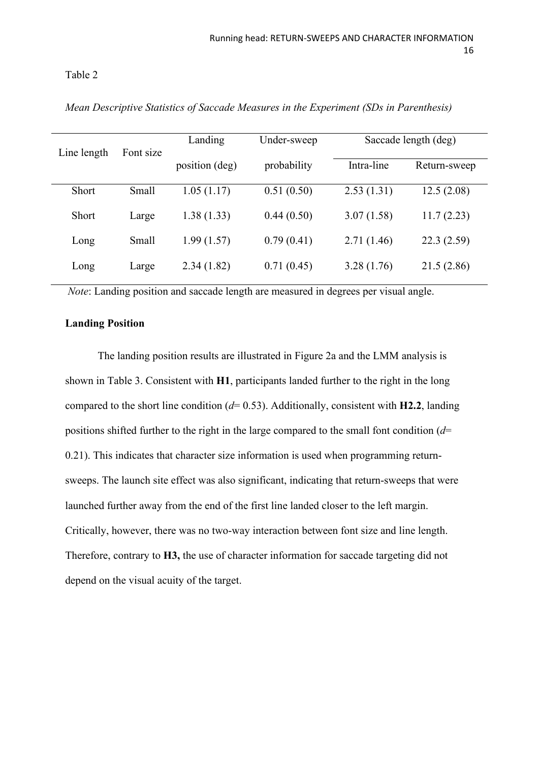Table 2

*Mean Descriptive Statistics of Saccade Measures in the Experiment (SDs in Parenthesis)*

| Line length | Font size | Landing position (deg) | Under-sweep probability | Saccade length (deg) | |
|---|---|---|---|---|---|
| | | | | Intra-line | Return-sweep |
| Short | Small | 1.05 (1.17) | 0.51 (0.50) | 2.53 (1.31) | 12.5 (2.08) |
| Short | Large | 1.38 (1.33) | 0.44 (0.50) | 3.07 (1.58) | 11.7 (2.23) |
| Long | Small | 1.99 (1.57) | 0.79 (0.41) | 2.71 (1.46) | 22.3 (2.59) |
| Long | Large | 2.34 (1.82) | 0.71 (0.45) | 3.28 (1.76) | 21.5 (2.86) |

*Note*: Landing position and saccade length are measured in degrees per visual angle.

**Landing Position**

The landing position results are illustrated in Figure 2a and the LMM analysis is shown in Table 3. Consistent with **H1**, participants landed further to the right in the long compared to the short line condition ($d$= 0.53). Additionally, consistent with **H2.2**, landing positions shifted further to the right in the large compared to the small font condition ($d$= 0.21). This indicates that character size information is used when programming return-sweeps. The launch site effect was also significant, indicating that return-sweeps that were launched further away from the end of the first line landed closer to the left margin. Critically, however, there was no two-way interaction between font size and line length. Therefore, contrary to **H3,** the use of character information for saccade targeting did not depend on the visual acuity of the target.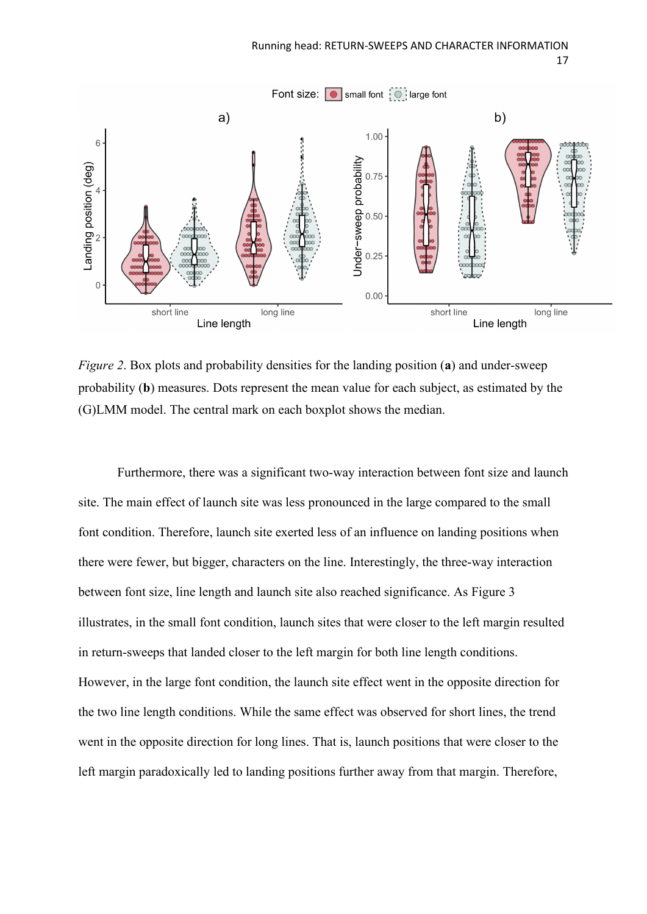*Figure 2*. Box plots and probability densities for the landing position (**a**) and under-sweep probability (**b**) measures. Dots represent the mean value for each subject, as estimated by the (G)LMM model. The central mark on each boxplot shows the median.

Furthermore, there was a significant two-way interaction between font size and launch site. The main effect of launch site was less pronounced in the large compared to the small font condition. Therefore, launch site exerted less of an influence on landing positions when there were fewer, but bigger, characters on the line. Interestingly, the three-way interaction between font size, line length and launch site also reached significance. As Figure 3 illustrates, in the small font condition, launch sites that were closer to the left margin resulted in return-sweeps that landed closer to the left margin for both line length conditions. However, in the large font condition, the launch site effect went in the opposite direction for the two line length conditions. While the same effect was observed for short lines, the trend went in the opposite direction for long lines. That is, launch positions that were closer to the left margin paradoxically led to landing positions further away from that margin. Therefore,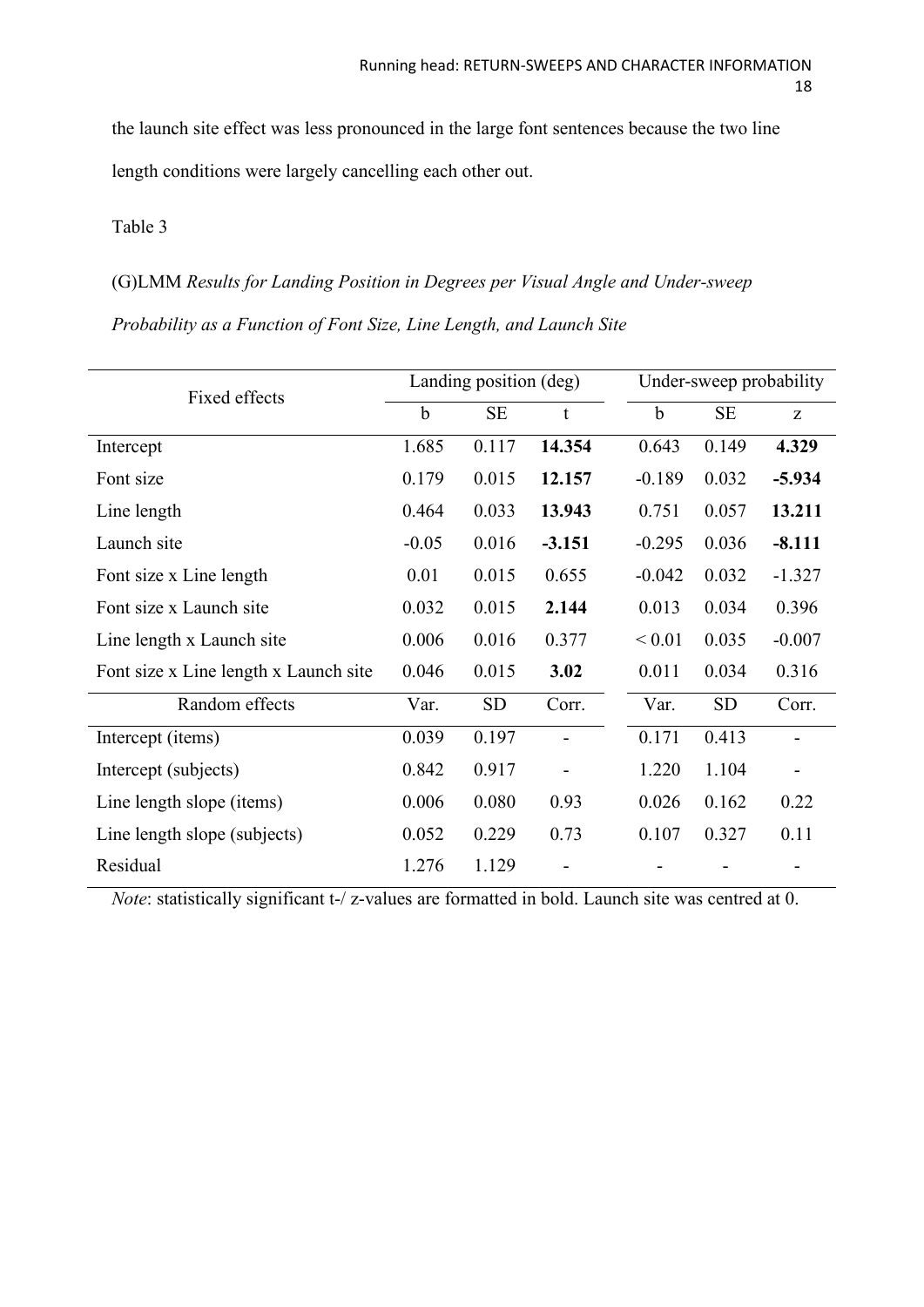the launch site effect was less pronounced in the large font sentences because the two line length conditions were largely cancelling each other out.

Table 3

(G)LMM *Results for Landing Position in Degrees per Visual Angle and Under-sweep Probability as a Function of Font Size, Line Length, and Launch Site*

| Fixed effects | Landing position (deg) | | | Under-sweep probability | | |
|---|---|---|---|---|---|---|
| | b | SE | t | b | SE | z |
| Intercept | 1.685 | 0.117 | **14.354** | 0.643 | 0.149 | **4.329** |
| Font size | 0.179 | 0.015 | **12.157** | -0.189 | 0.032 | **-5.934** |
| Line length | 0.464 | 0.033 | **13.943** | 0.751 | 0.057 | **13.211** |
| Launch site | -0.05 | 0.016 | **-3.151** | -0.295 | 0.036 | **-8.111** |
| Font size x Line length | 0.01 | 0.015 | 0.655 | -0.042 | 0.032 | -1.327 |
| Font size x Launch site | 0.032 | 0.015 | **2.144** | 0.013 | 0.034 | 0.396 |
| Line length x Launch site | 0.006 | 0.016 | 0.377 | < 0.01 | 0.035 | -0.007 |
| Font size x Line length x Launch site | 0.046 | 0.015 | **3.02** | 0.011 | 0.034 | 0.316 |
| Random effects | Var. | SD | Corr. | Var. | SD | Corr. |
| Intercept (items) | 0.039 | 0.197 | - | 0.171 | 0.413 | - |
| Intercept (subjects) | 0.842 | 0.917 | - | 1.220 | 1.104 | - |
| Line length slope (items) | 0.006 | 0.080 | 0.93 | 0.026 | 0.162 | 0.22 |
| Line length slope (subjects) | 0.052 | 0.229 | 0.73 | 0.107 | 0.327 | 0.11 |
| Residual | 1.276 | 1.129 | - | - | - | - |

*Note*: statistically significant t-/ z-values are formatted in bold. Launch site was centred at 0.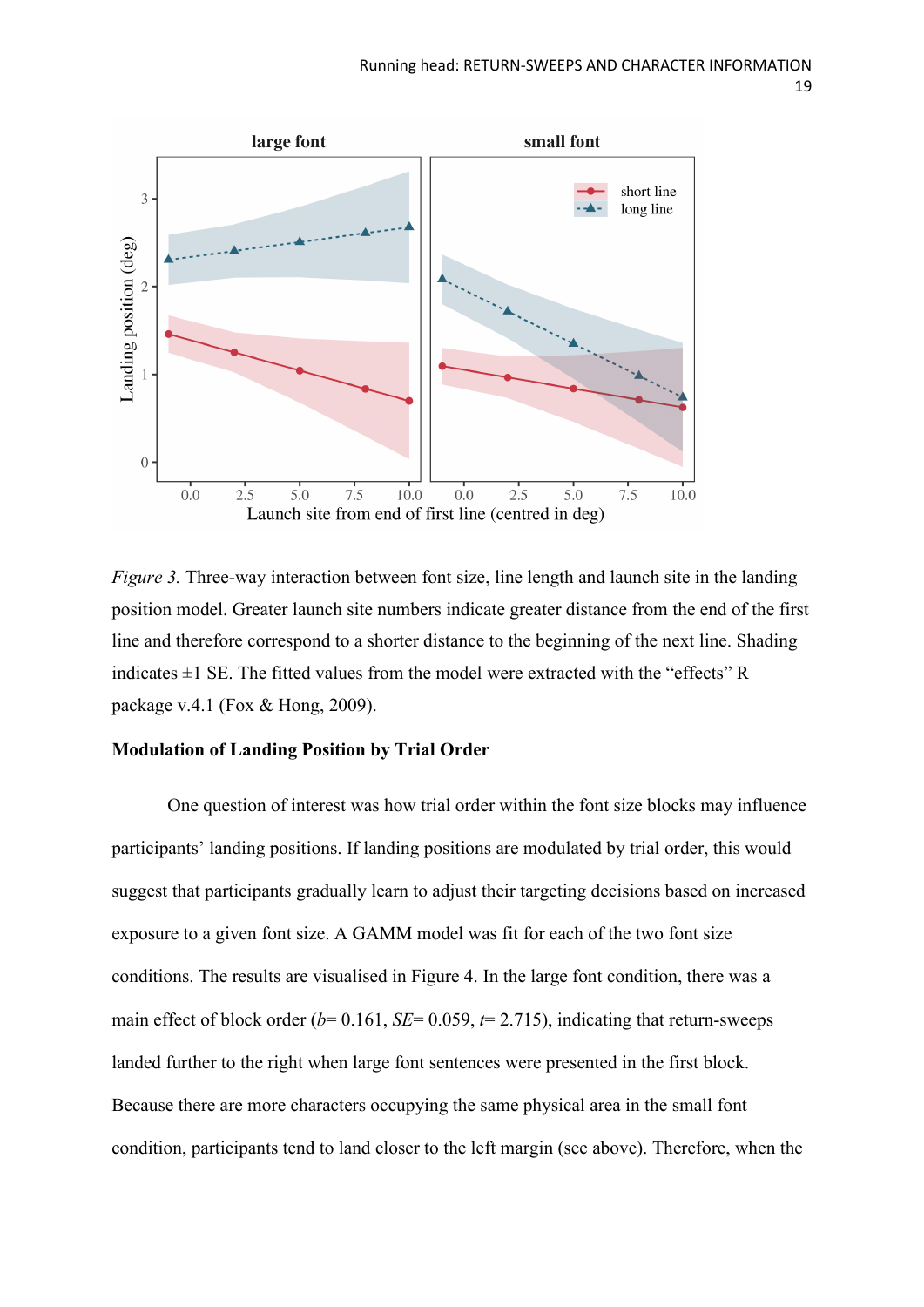*Figure 3.* Three-way interaction between font size, line length and launch site in the landing position model. Greater launch site numbers indicate greater distance from the end of the first line and therefore correspond to a shorter distance to the beginning of the next line. Shading indicates ±1 SE. The fitted values from the model were extracted with the "effects" R package v.4.1 (Fox & Hong, 2009).

**Modulation of Landing Position by Trial Order**

One question of interest was how trial order within the font size blocks may influence participants' landing positions. If landing positions are modulated by trial order, this would suggest that participants gradually learn to adjust their targeting decisions based on increased exposure to a given font size. A GAMM model was fit for each of the two font size conditions. The results are visualised in Figure 4. In the large font condition, there was a main effect of block order ($b$= 0.161, $SE$= 0.059, $t$= 2.715), indicating that return-sweeps landed further to the right when large font sentences were presented in the first block. Because there are more characters occupying the same physical area in the small font condition, participants tend to land closer to the left margin (see above). Therefore, when the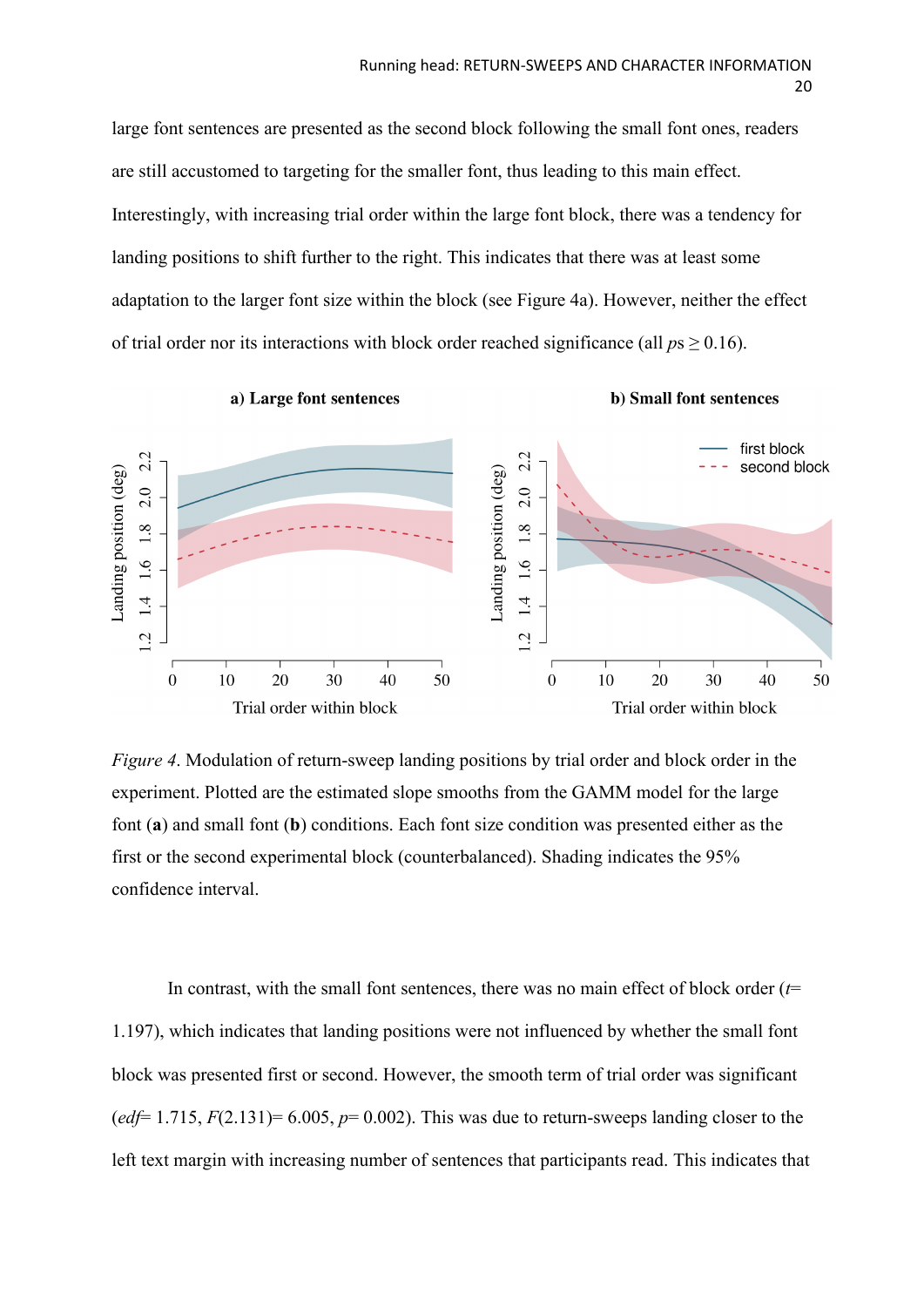large font sentences are presented as the second block following the small font ones, readers are still accustomed to targeting for the smaller font, thus leading to this main effect. Interestingly, with increasing trial order within the large font block, there was a tendency for landing positions to shift further to the right. This indicates that there was at least some adaptation to the larger font size within the block (see Figure 4a). However, neither the effect of trial order nor its interactions with block order reached significance (all *ps* ≥ 0.16).

*Figure 4*. Modulation of return-sweep landing positions by trial order and block order in the experiment. Plotted are the estimated slope smooths from the GAMM model for the large font (**a**) and small font (**b**) conditions. Each font size condition was presented either as the first or the second experimental block (counterbalanced). Shading indicates the 95% confidence interval.

In contrast, with the small font sentences, there was no main effect of block order ($t$= 1.197), which indicates that landing positions were not influenced by whether the small font block was presented first or second. However, the smooth term of trial order was significant (*edf*= 1.715, $F(2.131)$= 6.005, $p$= 0.002). This was due to return-sweeps landing closer to the left text margin with increasing number of sentences that participants read. This indicates that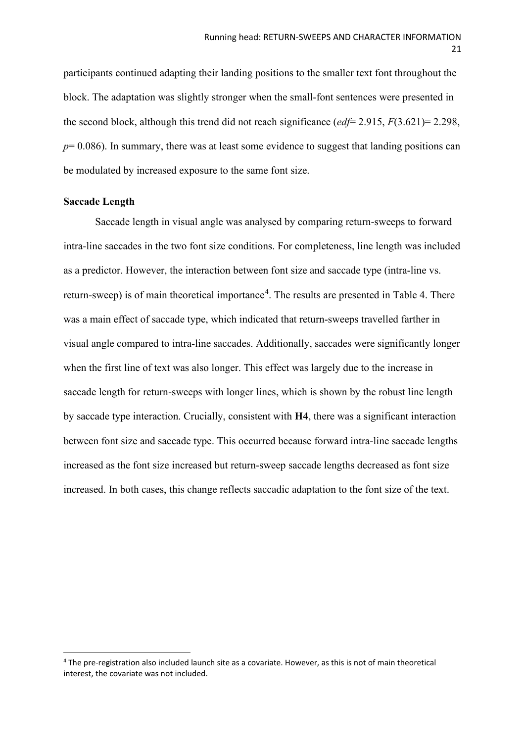participants continued adapting their landing positions to the smaller text font throughout the block. The adaptation was slightly stronger when the small-font sentences were presented in the second block, although this trend did not reach significance (*edf*= 2.915, $F(3.621)= 2.298$, $p= 0.086$). In summary, there was at least some evidence to suggest that landing positions can be modulated by increased exposure to the same font size.

**Saccade Length**

Saccade length in visual angle was analysed by comparing return-sweeps to forward intra-line saccades in the two font size conditions. For completeness, line length was included as a predictor. However, the interaction between font size and saccade type (intra-line vs. return-sweep) is of main theoretical importance[4]. The results are presented in Table 4. There was a main effect of saccade type, which indicated that return-sweeps travelled farther in visual angle compared to intra-line saccades. Additionally, saccades were significantly longer when the first line of text was also longer. This effect was largely due to the increase in saccade length for return-sweeps with longer lines, which is shown by the robust line length by saccade type interaction. Crucially, consistent with **H4**, there was a significant interaction between font size and saccade type. This occurred because forward intra-line saccade lengths increased as the font size increased but return-sweep saccade lengths decreased as font size increased. In both cases, this change reflects saccadic adaptation to the font size of the text.

[4] The pre-registration also included launch site as a covariate. However, as this is not of main theoretical interest, the covariate was not included.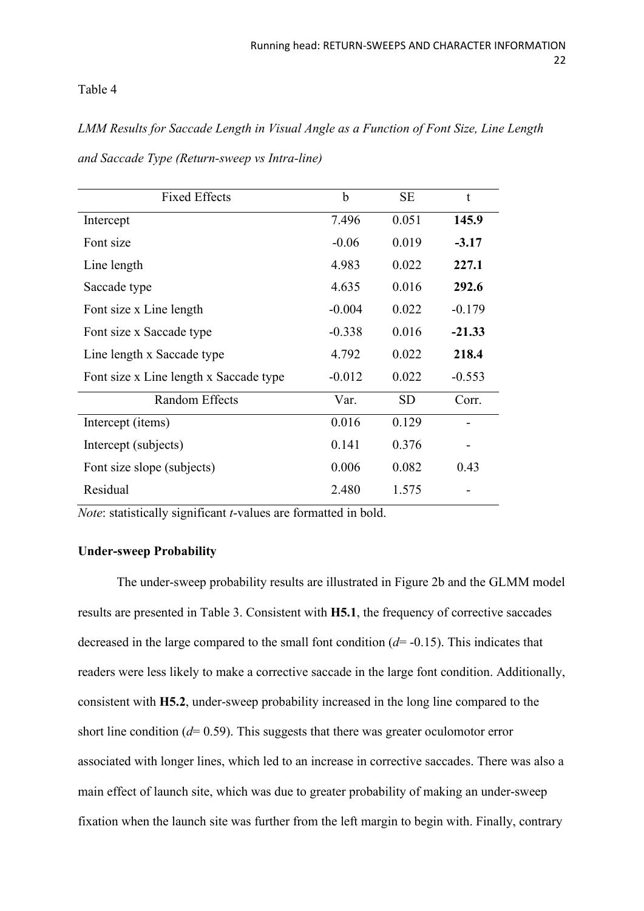Table 4

*LMM Results for Saccade Length in Visual Angle as a Function of Font Size, Line Length and Saccade Type (Return-sweep vs Intra-line)*

| Fixed Effects | b | SE | t |
|---|---|---|---|
| Intercept | 7.496 | 0.051 | **145.9** |
| Font size | -0.06 | 0.019 | **-3.17** |
| Line length | 4.983 | 0.022 | **227.1** |
| Saccade type | 4.635 | 0.016 | **292.6** |
| Font size x Line length | -0.004 | 0.022 | -0.179 |
| Font size x Saccade type | -0.338 | 0.016 | **-21.33** |
| Line length x Saccade type | 4.792 | 0.022 | **218.4** |
| Font size x Line length x Saccade type | -0.012 | 0.022 | -0.553 |
| **Random Effects** | **Var.** | **SD** | **Corr.** |
| Intercept (items) | 0.016 | 0.129 | - |
| Intercept (subjects) | 0.141 | 0.376 | - |
| Font size slope (subjects) | 0.006 | 0.082 | 0.43 |
| Residual | 2.480 | 1.575 | - |

*Note*: statistically significant *t*-values are formatted in bold.

**Under-sweep Probability**

The under-sweep probability results are illustrated in Figure 2b and the GLMM model results are presented in Table 3. Consistent with **H5.1**, the frequency of corrective saccades decreased in the large compared to the small font condition ($d$= -0.15). This indicates that readers were less likely to make a corrective saccade in the large font condition. Additionally, consistent with **H5.2**, under-sweep probability increased in the long line compared to the short line condition ($d$= 0.59). This suggests that there was greater oculomotor error associated with longer lines, which led to an increase in corrective saccades. There was also a main effect of launch site, which was due to greater probability of making an under-sweep fixation when the launch site was further from the left margin to begin with. Finally, contrary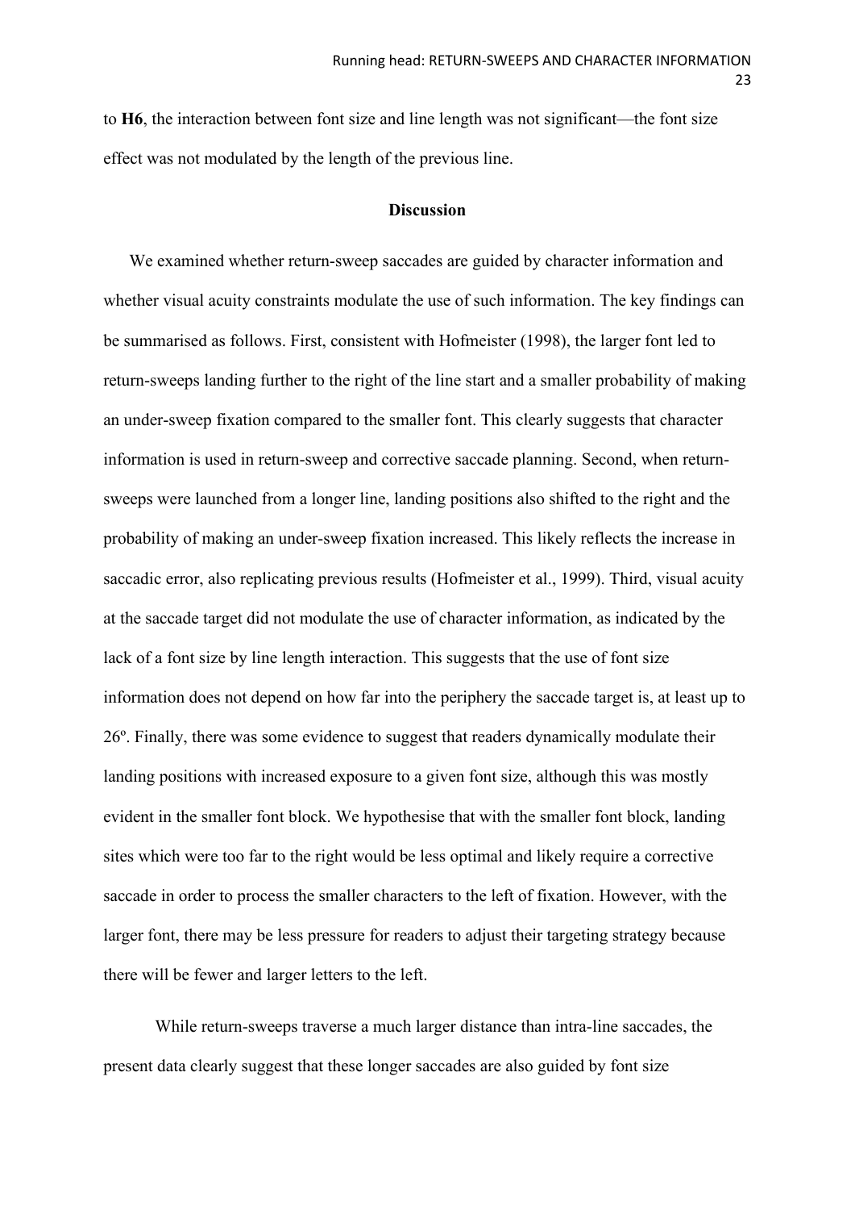to **H6**, the interaction between font size and line length was not significant—the font size effect was not modulated by the length of the previous line.

## Discussion

We examined whether return-sweep saccades are guided by character information and whether visual acuity constraints modulate the use of such information. The key findings can be summarised as follows. First, consistent with Hofmeister (1998), the larger font led to return-sweeps landing further to the right of the line start and a smaller probability of making an under-sweep fixation compared to the smaller font. This clearly suggests that character information is used in return-sweep and corrective saccade planning. Second, when return-sweeps were launched from a longer line, landing positions also shifted to the right and the probability of making an under-sweep fixation increased. This likely reflects the increase in saccadic error, also replicating previous results (Hofmeister et al., 1999). Third, visual acuity at the saccade target did not modulate the use of character information, as indicated by the lack of a font size by line length interaction. This suggests that the use of font size information does not depend on how far into the periphery the saccade target is, at least up to 26º. Finally, there was some evidence to suggest that readers dynamically modulate their landing positions with increased exposure to a given font size, although this was mostly evident in the smaller font block. We hypothesise that with the smaller font block, landing sites which were too far to the right would be less optimal and likely require a corrective saccade in order to process the smaller characters to the left of fixation. However, with the larger font, there may be less pressure for readers to adjust their targeting strategy because there will be fewer and larger letters to the left.

While return-sweeps traverse a much larger distance than intra-line saccades, the present data clearly suggest that these longer saccades are also guided by font size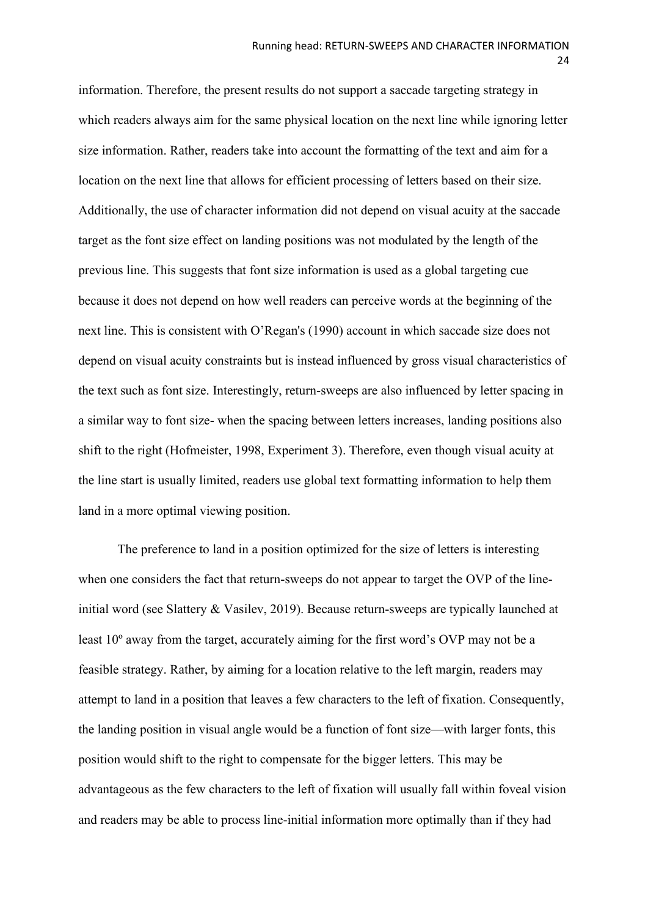information. Therefore, the present results do not support a saccade targeting strategy in which readers always aim for the same physical location on the next line while ignoring letter size information. Rather, readers take into account the formatting of the text and aim for a location on the next line that allows for efficient processing of letters based on their size. Additionally, the use of character information did not depend on visual acuity at the saccade target as the font size effect on landing positions was not modulated by the length of the previous line. This suggests that font size information is used as a global targeting cue because it does not depend on how well readers can perceive words at the beginning of the next line. This is consistent with O'Regan's (1990) account in which saccade size does not depend on visual acuity constraints but is instead influenced by gross visual characteristics of the text such as font size. Interestingly, return-sweeps are also influenced by letter spacing in a similar way to font size- when the spacing between letters increases, landing positions also shift to the right (Hofmeister, 1998, Experiment 3). Therefore, even though visual acuity at the line start is usually limited, readers use global text formatting information to help them land in a more optimal viewing position.

The preference to land in a position optimized for the size of letters is interesting when one considers the fact that return-sweeps do not appear to target the OVP of the line-initial word (see Slattery & Vasilev, 2019). Because return-sweeps are typically launched at least 10º away from the target, accurately aiming for the first word's OVP may not be a feasible strategy. Rather, by aiming for a location relative to the left margin, readers may attempt to land in a position that leaves a few characters to the left of fixation. Consequently, the landing position in visual angle would be a function of font size—with larger fonts, this position would shift to the right to compensate for the bigger letters. This may be advantageous as the few characters to the left of fixation will usually fall within foveal vision and readers may be able to process line-initial information more optimally than if they had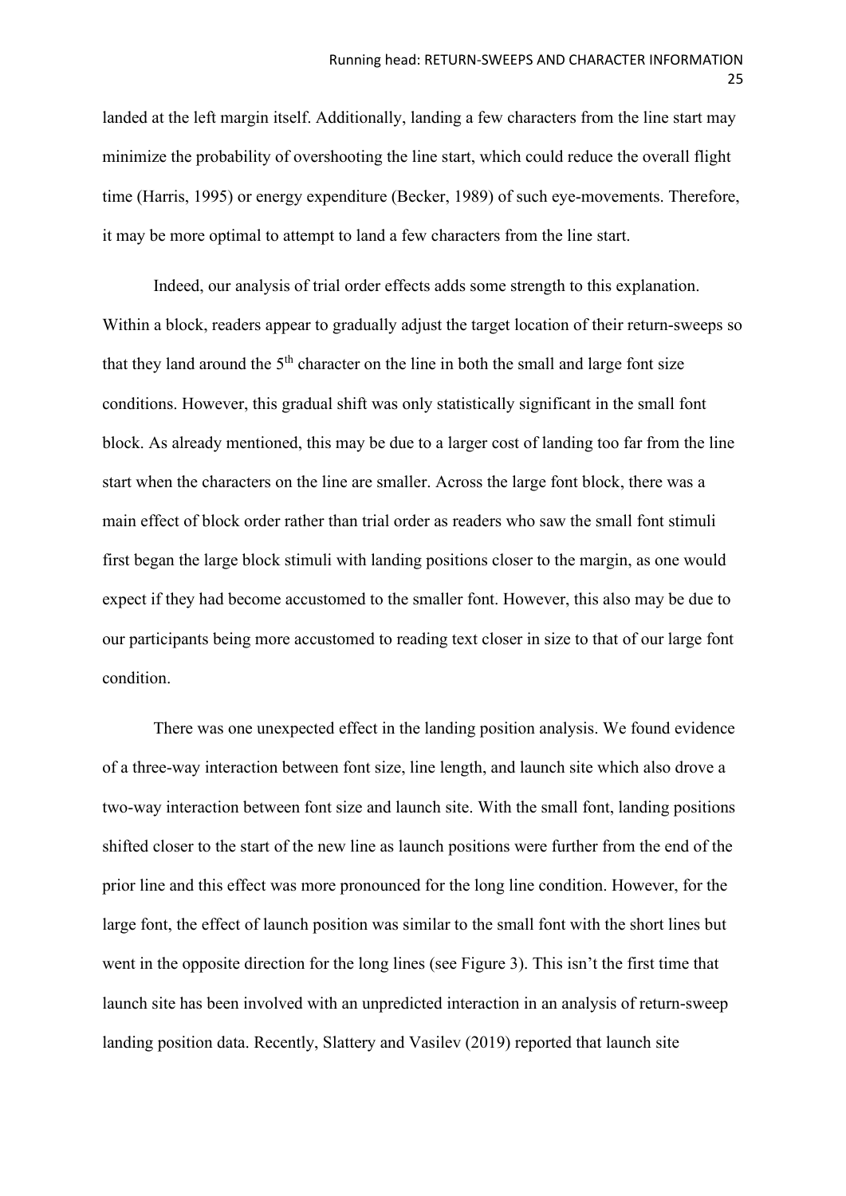landed at the left margin itself. Additionally, landing a few characters from the line start may minimize the probability of overshooting the line start, which could reduce the overall flight time (Harris, 1995) or energy expenditure (Becker, 1989) of such eye-movements. Therefore, it may be more optimal to attempt to land a few characters from the line start.

Indeed, our analysis of trial order effects adds some strength to this explanation. Within a block, readers appear to gradually adjust the target location of their return-sweeps so that they land around the 5$^{th}$ character on the line in both the small and large font size conditions. However, this gradual shift was only statistically significant in the small font block. As already mentioned, this may be due to a larger cost of landing too far from the line start when the characters on the line are smaller. Across the large font block, there was a main effect of block order rather than trial order as readers who saw the small font stimuli first began the large block stimuli with landing positions closer to the margin, as one would expect if they had become accustomed to the smaller font. However, this also may be due to our participants being more accustomed to reading text closer in size to that of our large font condition.

There was one unexpected effect in the landing position analysis. We found evidence of a three-way interaction between font size, line length, and launch site which also drove a two-way interaction between font size and launch site. With the small font, landing positions shifted closer to the start of the new line as launch positions were further from the end of the prior line and this effect was more pronounced for the long line condition. However, for the large font, the effect of launch position was similar to the small font with the short lines but went in the opposite direction for the long lines (see Figure 3). This isn't the first time that launch site has been involved with an unpredicted interaction in an analysis of return-sweep landing position data. Recently, Slattery and Vasilev (2019) reported that launch site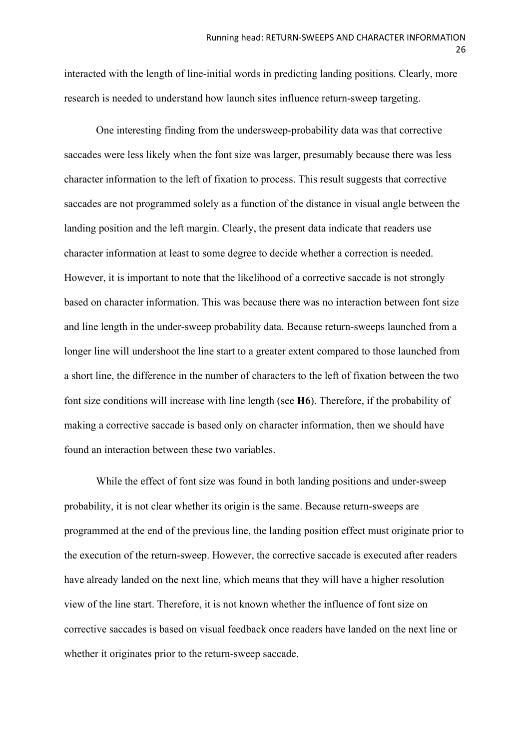interacted with the length of line-initial words in predicting landing positions. Clearly, more research is needed to understand how launch sites influence return-sweep targeting.

One interesting finding from the undersweep-probability data was that corrective saccades were less likely when the font size was larger, presumably because there was less character information to the left of fixation to process. This result suggests that corrective saccades are not programmed solely as a function of the distance in visual angle between the landing position and the left margin. Clearly, the present data indicate that readers use character information at least to some degree to decide whether a correction is needed. However, it is important to note that the likelihood of a corrective saccade is not strongly based on character information. This was because there was no interaction between font size and line length in the under-sweep probability data. Because return-sweeps launched from a longer line will undershoot the line start to a greater extent compared to those launched from a short line, the difference in the number of characters to the left of fixation between the two font size conditions will increase with line length (see **H6**). Therefore, if the probability of making a corrective saccade is based only on character information, then we should have found an interaction between these two variables.

While the effect of font size was found in both landing positions and under-sweep probability, it is not clear whether its origin is the same. Because return-sweeps are programmed at the end of the previous line, the landing position effect must originate prior to the execution of the return-sweep. However, the corrective saccade is executed after readers have already landed on the next line, which means that they will have a higher resolution view of the line start. Therefore, it is not known whether the influence of font size on corrective saccades is based on visual feedback once readers have landed on the next line or whether it originates prior to the return-sweep saccade.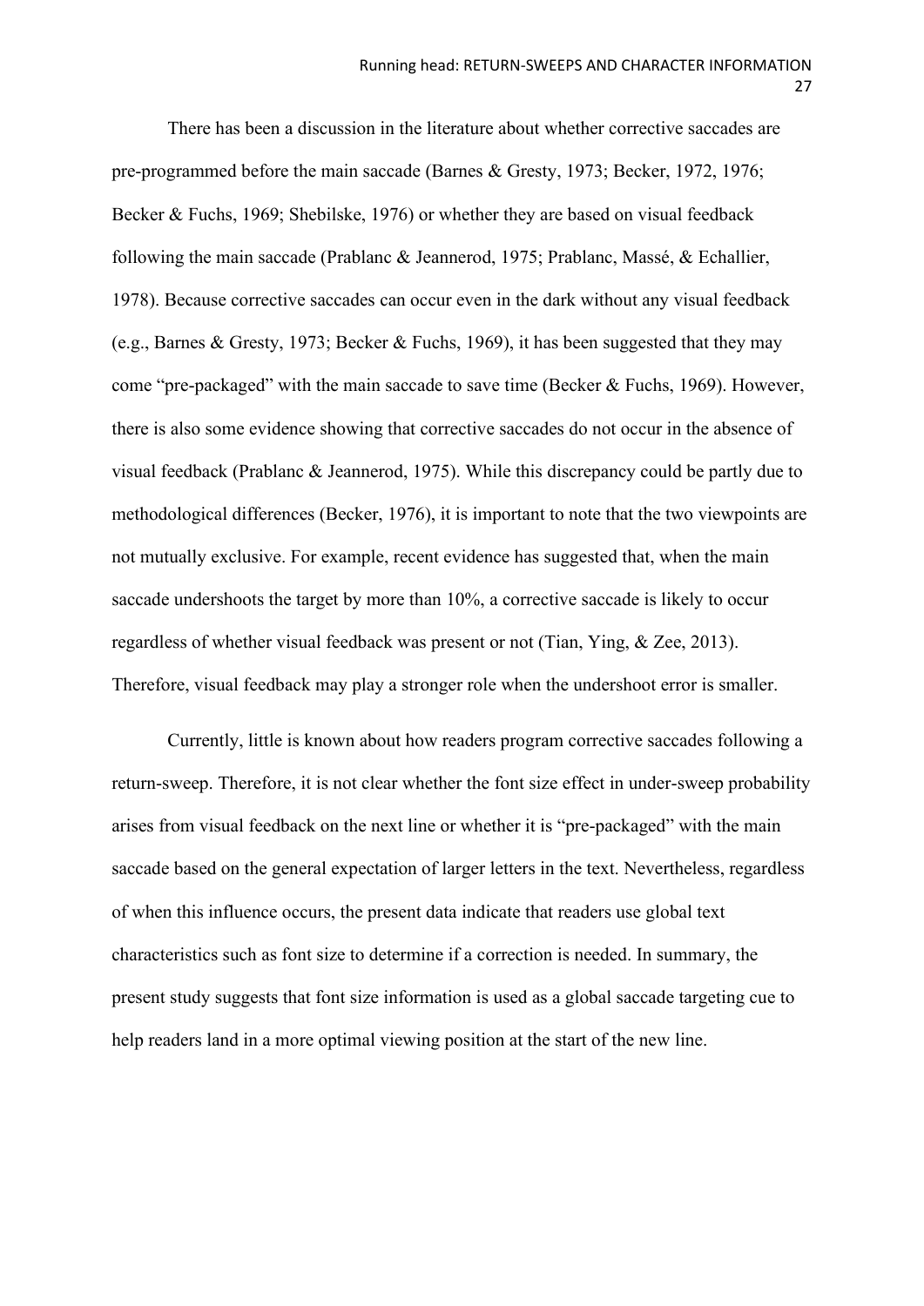There has been a discussion in the literature about whether corrective saccades are pre-programmed before the main saccade (Barnes & Gresty, 1973; Becker, 1972, 1976; Becker & Fuchs, 1969; Shebilske, 1976) or whether they are based on visual feedback following the main saccade (Prablanc & Jeannerod, 1975; Prablanc, Massé, & Echallier, 1978). Because corrective saccades can occur even in the dark without any visual feedback (e.g., Barnes & Gresty, 1973; Becker & Fuchs, 1969), it has been suggested that they may come "pre-packaged" with the main saccade to save time (Becker & Fuchs, 1969). However, there is also some evidence showing that corrective saccades do not occur in the absence of visual feedback (Prablanc & Jeannerod, 1975). While this discrepancy could be partly due to methodological differences (Becker, 1976), it is important to note that the two viewpoints are not mutually exclusive. For example, recent evidence has suggested that, when the main saccade undershoots the target by more than 10%, a corrective saccade is likely to occur regardless of whether visual feedback was present or not (Tian, Ying, & Zee, 2013). Therefore, visual feedback may play a stronger role when the undershoot error is smaller.

Currently, little is known about how readers program corrective saccades following a return-sweep. Therefore, it is not clear whether the font size effect in under-sweep probability arises from visual feedback on the next line or whether it is "pre-packaged" with the main saccade based on the general expectation of larger letters in the text. Nevertheless, regardless of when this influence occurs, the present data indicate that readers use global text characteristics such as font size to determine if a correction is needed. In summary, the present study suggests that font size information is used as a global saccade targeting cue to help readers land in a more optimal viewing position at the start of the new line.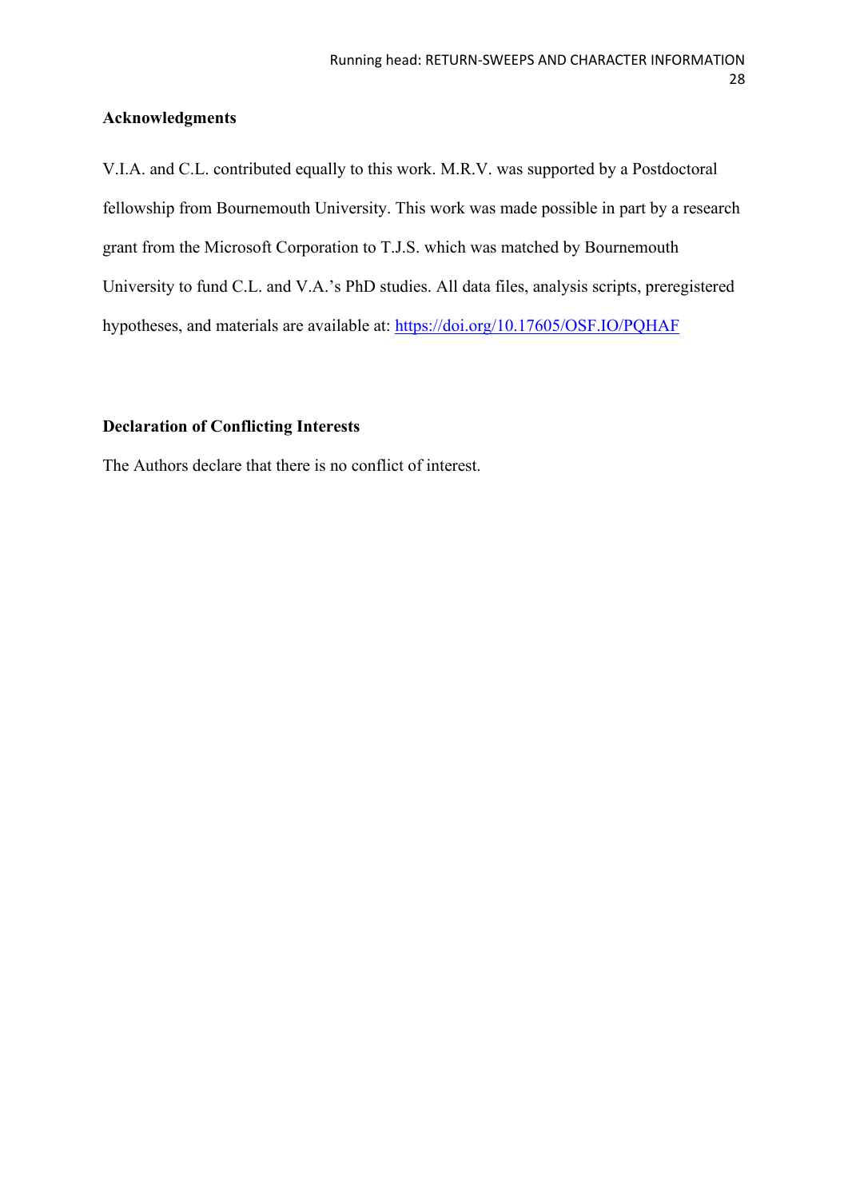## Acknowledgments

V.I.A. and C.L. contributed equally to this work. M.R.V. was supported by a Postdoctoral fellowship from Bournemouth University. This work was made possible in part by a research grant from the Microsoft Corporation to T.J.S. which was matched by Bournemouth University to fund C.L. and V.A.'s PhD studies. All data files, analysis scripts, preregistered hypotheses, and materials are available at: https://doi.org/10.17605/OSF.IO/PQHAF

## Declaration of Conflicting Interests

The Authors declare that there is no conflict of interest.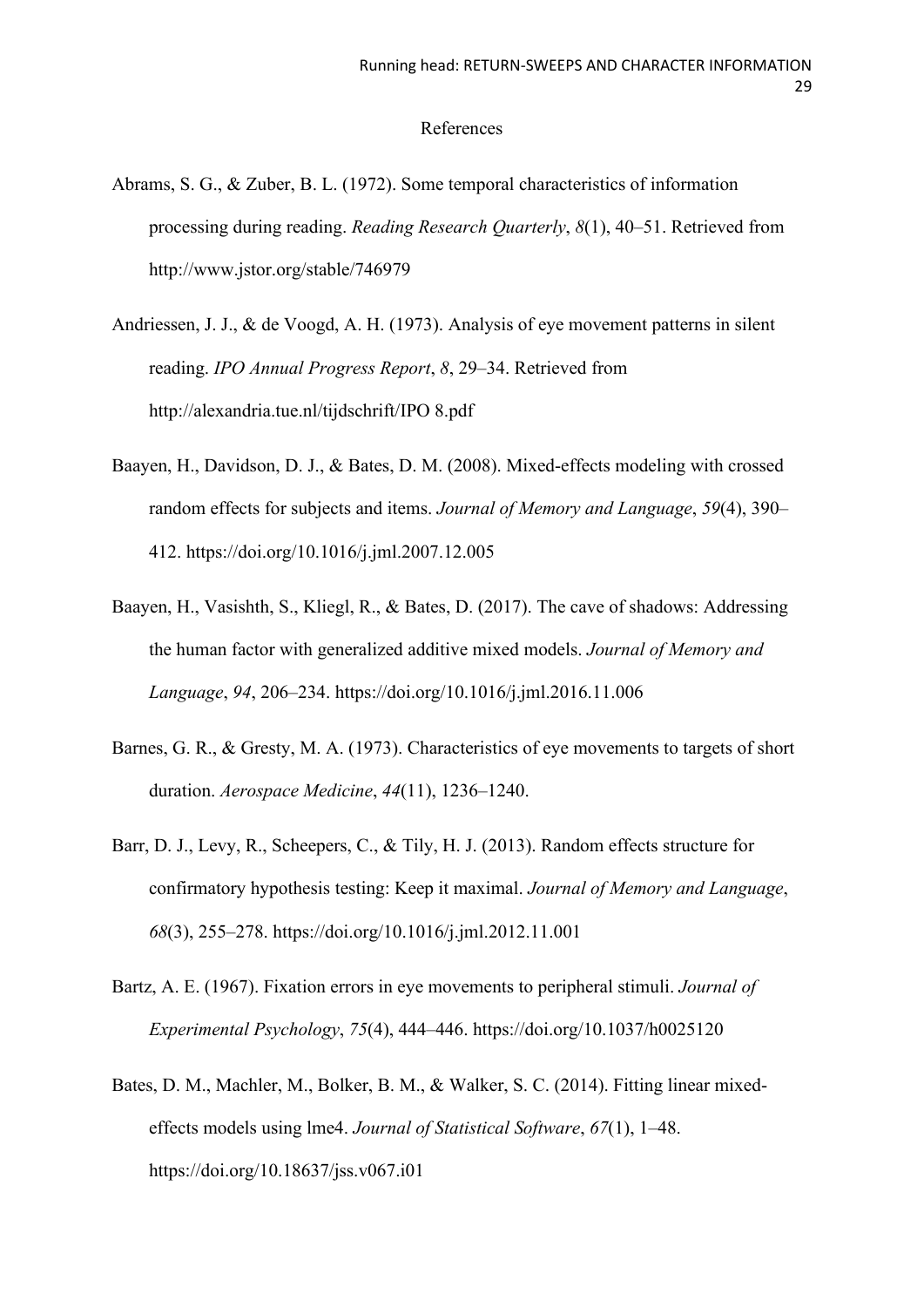# References

Abrams, S. G., & Zuber, B. L. (1972). Some temporal characteristics of information processing during reading. *Reading Research Quarterly*, *8*(1), 40–51. Retrieved from http://www.jstor.org/stable/746979

Andriessen, J. J., & de Voogd, A. H. (1973). Analysis of eye movement patterns in silent reading. *IPO Annual Progress Report*, *8*, 29–34. Retrieved from http://alexandria.tue.nl/tijdschrift/IPO 8.pdf

Baayen, H., Davidson, D. J., & Bates, D. M. (2008). Mixed-effects modeling with crossed random effects for subjects and items. *Journal of Memory and Language*, *59*(4), 390–412. https://doi.org/10.1016/j.jml.2007.12.005

Baayen, H., Vasishth, S., Kliegl, R., & Bates, D. (2017). The cave of shadows: Addressing the human factor with generalized additive mixed models. *Journal of Memory and Language*, *94*, 206–234. https://doi.org/10.1016/j.jml.2016.11.006

Barnes, G. R., & Gresty, M. A. (1973). Characteristics of eye movements to targets of short duration. *Aerospace Medicine*, *44*(11), 1236–1240.

Barr, D. J., Levy, R., Scheepers, C., & Tily, H. J. (2013). Random effects structure for confirmatory hypothesis testing: Keep it maximal. *Journal of Memory and Language*, *68*(3), 255–278. https://doi.org/10.1016/j.jml.2012.11.001

Bartz, A. E. (1967). Fixation errors in eye movements to peripheral stimuli. *Journal of Experimental Psychology*, *75*(4), 444–446. https://doi.org/10.1037/h0025120

Bates, D. M., Machler, M., Bolker, B. M., & Walker, S. C. (2014). Fitting linear mixed-effects models using lme4. *Journal of Statistical Software*, *67*(1), 1–48. https://doi.org/10.18637/jss.v067.i01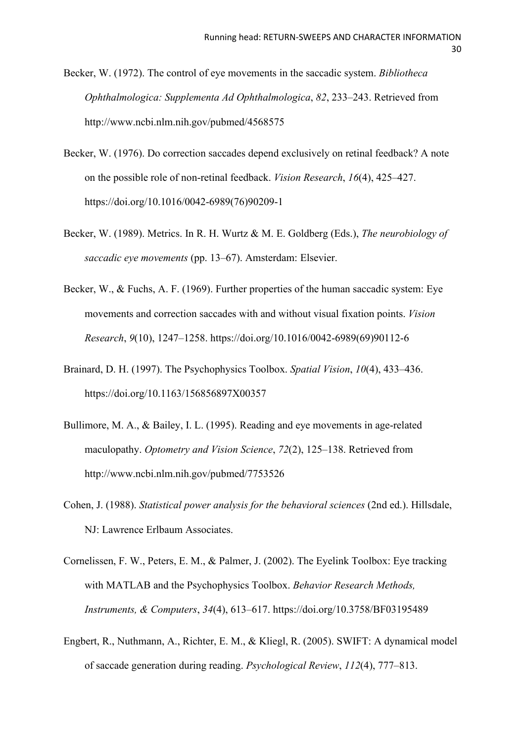Becker, W. (1972). The control of eye movements in the saccadic system. *Bibliotheca Ophthalmologica: Supplementa Ad Ophthalmologica*, *82*, 233–243. Retrieved from http://www.ncbi.nlm.nih.gov/pubmed/4568575

Becker, W. (1976). Do correction saccades depend exclusively on retinal feedback? A note on the possible role of non-retinal feedback. *Vision Research*, *16*(4), 425–427. https://doi.org/10.1016/0042-6989(76)90209-1

Becker, W. (1989). Metrics. In R. H. Wurtz & M. E. Goldberg (Eds.), *The neurobiology of saccadic eye movements* (pp. 13–67). Amsterdam: Elsevier.

Becker, W., & Fuchs, A. F. (1969). Further properties of the human saccadic system: Eye movements and correction saccades with and without visual fixation points. *Vision Research*, *9*(10), 1247–1258. https://doi.org/10.1016/0042-6989(69)90112-6

Brainard, D. H. (1997). The Psychophysics Toolbox. *Spatial Vision*, *10*(4), 433–436. https://doi.org/10.1163/156856897X00357

Bullimore, M. A., & Bailey, I. L. (1995). Reading and eye movements in age-related maculopathy. *Optometry and Vision Science*, *72*(2), 125–138. Retrieved from http://www.ncbi.nlm.nih.gov/pubmed/7753526

Cohen, J. (1988). *Statistical power analysis for the behavioral sciences* (2nd ed.). Hillsdale, NJ: Lawrence Erlbaum Associates.

Cornelissen, F. W., Peters, E. M., & Palmer, J. (2002). The Eyelink Toolbox: Eye tracking with MATLAB and the Psychophysics Toolbox. *Behavior Research Methods, Instruments, & Computers*, *34*(4), 613–617. https://doi.org/10.3758/BF03195489

Engbert, R., Nuthmann, A., Richter, E. M., & Kliegl, R. (2005). SWIFT: A dynamical model of saccade generation during reading. *Psychological Review*, *112*(4), 777–813.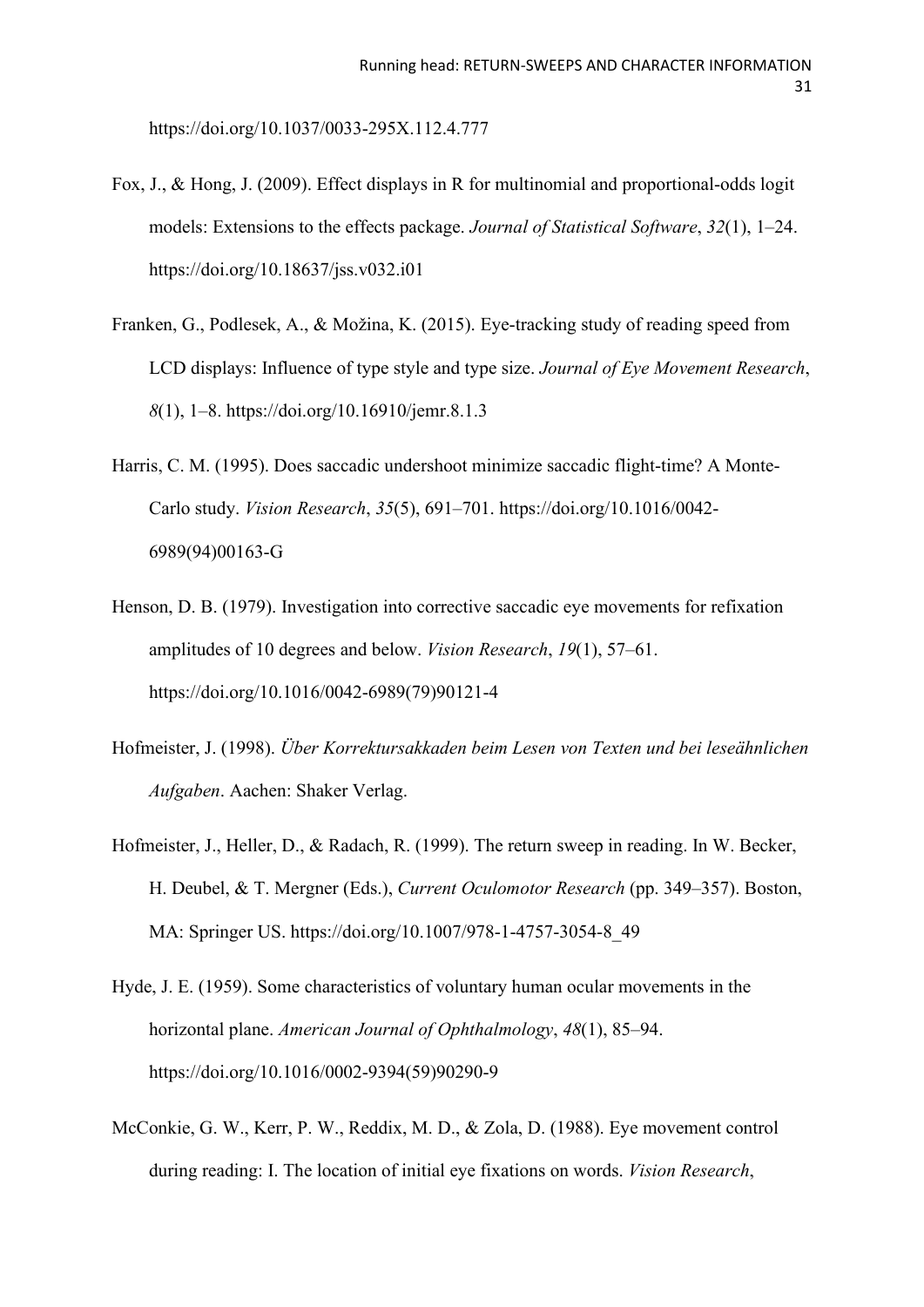https://doi.org/10.1037/0033-295X.112.4.777

Fox, J., & Hong, J. (2009). Effect displays in R for multinomial and proportional-odds logit models: Extensions to the effects package. *Journal of Statistical Software*, *32*(1), 1–24. https://doi.org/10.18637/jss.v032.i01

Franken, G., Podlesek, A., & Možina, K. (2015). Eye-tracking study of reading speed from LCD displays: Influence of type style and type size. *Journal of Eye Movement Research*, *8*(1), 1–8. https://doi.org/10.16910/jemr.8.1.3

Harris, C. M. (1995). Does saccadic undershoot minimize saccadic flight-time? A Monte-Carlo study. *Vision Research*, *35*(5), 691–701. https://doi.org/10.1016/0042-6989(94)00163-G

Henson, D. B. (1979). Investigation into corrective saccadic eye movements for refixation amplitudes of 10 degrees and below. *Vision Research*, *19*(1), 57–61. https://doi.org/10.1016/0042-6989(79)90121-4

Hofmeister, J. (1998). *Über Korrektursakkaden beim Lesen von Texten und bei leseähnlichen Aufgaben*. Aachen: Shaker Verlag.

Hofmeister, J., Heller, D., & Radach, R. (1999). The return sweep in reading. In W. Becker, H. Deubel, & T. Mergner (Eds.), *Current Oculomotor Research* (pp. 349–357). Boston, MA: Springer US. https://doi.org/10.1007/978-1-4757-3054-8_49

Hyde, J. E. (1959). Some characteristics of voluntary human ocular movements in the horizontal plane. *American Journal of Ophthalmology*, *48*(1), 85–94. https://doi.org/10.1016/0002-9394(59)90290-9

McConkie, G. W., Kerr, P. W., Reddix, M. D., & Zola, D. (1988). Eye movement control during reading: I. The location of initial eye fixations on words. *Vision Research*,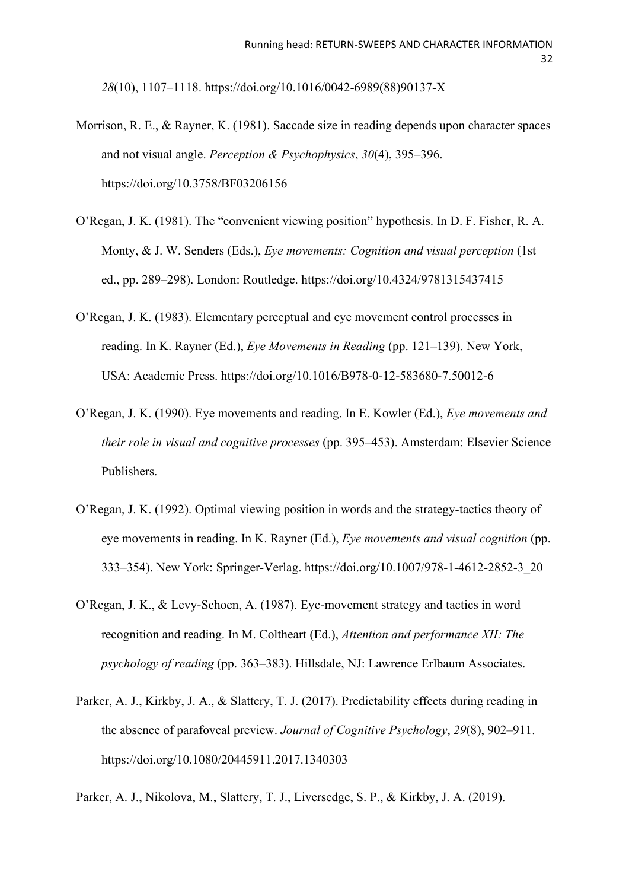*28*(10), 1107–1118. https://doi.org/10.1016/0042-6989(88)90137-X

Morrison, R. E., & Rayner, K. (1981). Saccade size in reading depends upon character spaces and not visual angle. *Perception & Psychophysics*, *30*(4), 395–396. https://doi.org/10.3758/BF03206156

O'Regan, J. K. (1981). The "convenient viewing position" hypothesis. In D. F. Fisher, R. A. Monty, & J. W. Senders (Eds.), *Eye movements: Cognition and visual perception* (1st ed., pp. 289–298). London: Routledge. https://doi.org/10.4324/9781315437415

O'Regan, J. K. (1983). Elementary perceptual and eye movement control processes in reading. In K. Rayner (Ed.), *Eye Movements in Reading* (pp. 121–139). New York, USA: Academic Press. https://doi.org/10.1016/B978-0-12-583680-7.50012-6

O'Regan, J. K. (1990). Eye movements and reading. In E. Kowler (Ed.), *Eye movements and their role in visual and cognitive processes* (pp. 395–453). Amsterdam: Elsevier Science Publishers.

O'Regan, J. K. (1992). Optimal viewing position in words and the strategy-tactics theory of eye movements in reading. In K. Rayner (Ed.), *Eye movements and visual cognition* (pp. 333–354). New York: Springer-Verlag. https://doi.org/10.1007/978-1-4612-2852-3_20

O'Regan, J. K., & Levy-Schoen, A. (1987). Eye-movement strategy and tactics in word recognition and reading. In M. Coltheart (Ed.), *Attention and performance XII: The psychology of reading* (pp. 363–383). Hillsdale, NJ: Lawrence Erlbaum Associates.

Parker, A. J., Kirkby, J. A., & Slattery, T. J. (2017). Predictability effects during reading in the absence of parafoveal preview. *Journal of Cognitive Psychology*, *29*(8), 902–911. https://doi.org/10.1080/20445911.2017.1340303

Parker, A. J., Nikolova, M., Slattery, T. J., Liversedge, S. P., & Kirkby, J. A. (2019).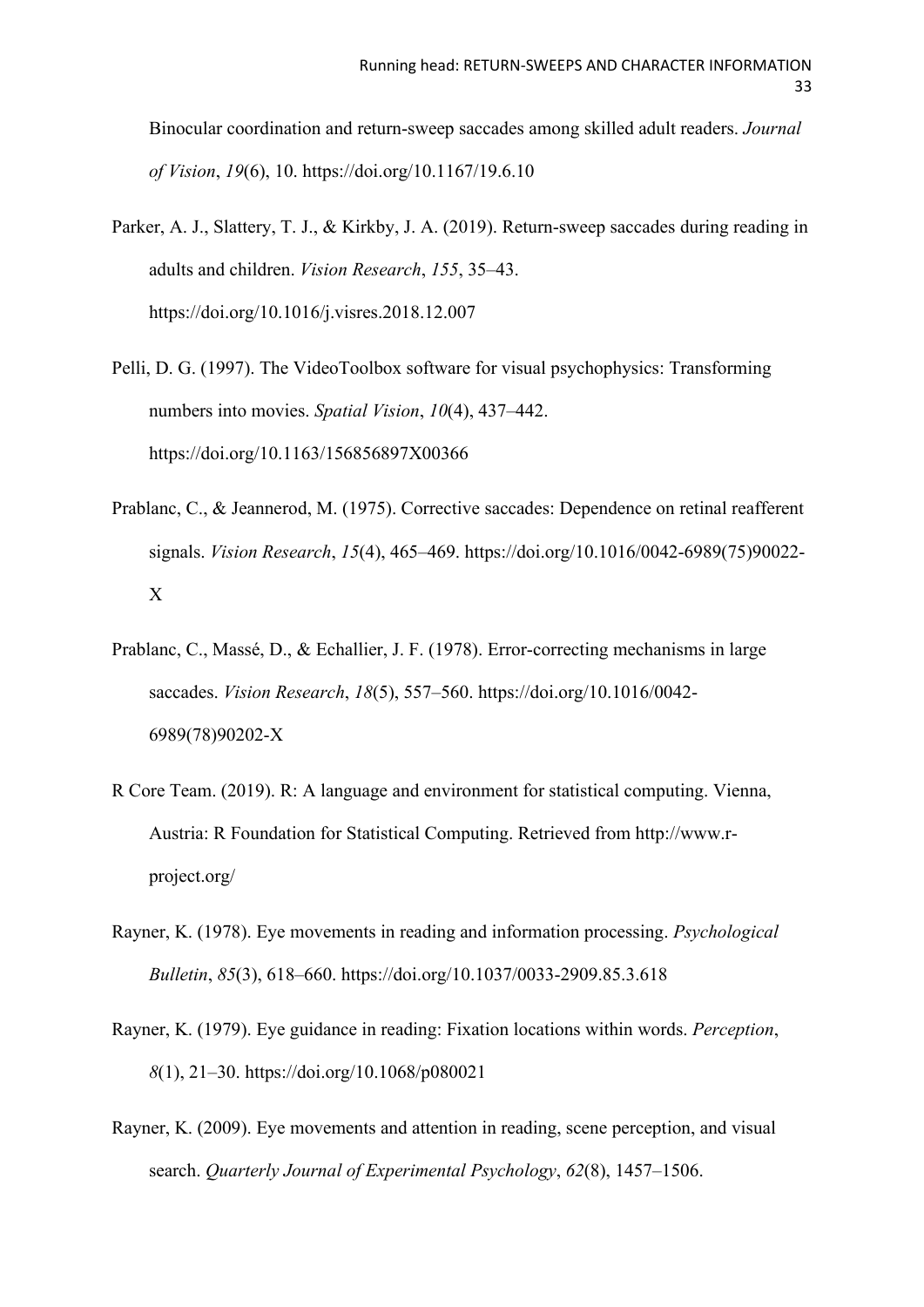Binocular coordination and return-sweep saccades among skilled adult readers. *Journal of Vision*, *19*(6), 10. https://doi.org/10.1167/19.6.10

Parker, A. J., Slattery, T. J., & Kirkby, J. A. (2019). Return-sweep saccades during reading in adults and children. *Vision Research*, *155*, 35–43. https://doi.org/10.1016/j.visres.2018.12.007

Pelli, D. G. (1997). The VideoToolbox software for visual psychophysics: Transforming numbers into movies. *Spatial Vision*, *10*(4), 437–442. https://doi.org/10.1163/156856897X00366

Prablanc, C., & Jeannerod, M. (1975). Corrective saccades: Dependence on retinal reafferent signals. *Vision Research*, *15*(4), 465–469. https://doi.org/10.1016/0042-6989(75)90022-X

Prablanc, C., Massé, D., & Echallier, J. F. (1978). Error-correcting mechanisms in large saccades. *Vision Research*, *18*(5), 557–560. https://doi.org/10.1016/0042-6989(78)90202-X

R Core Team. (2019). R: A language and environment for statistical computing. Vienna, Austria: R Foundation for Statistical Computing. Retrieved from http://www.r-project.org/

Rayner, K. (1978). Eye movements in reading and information processing. *Psychological Bulletin*, *85*(3), 618–660. https://doi.org/10.1037/0033-2909.85.3.618

Rayner, K. (1979). Eye guidance in reading: Fixation locations within words. *Perception*, *8*(1), 21–30. https://doi.org/10.1068/p080021

Rayner, K. (2009). Eye movements and attention in reading, scene perception, and visual search. *Quarterly Journal of Experimental Psychology*, *62*(8), 1457–1506.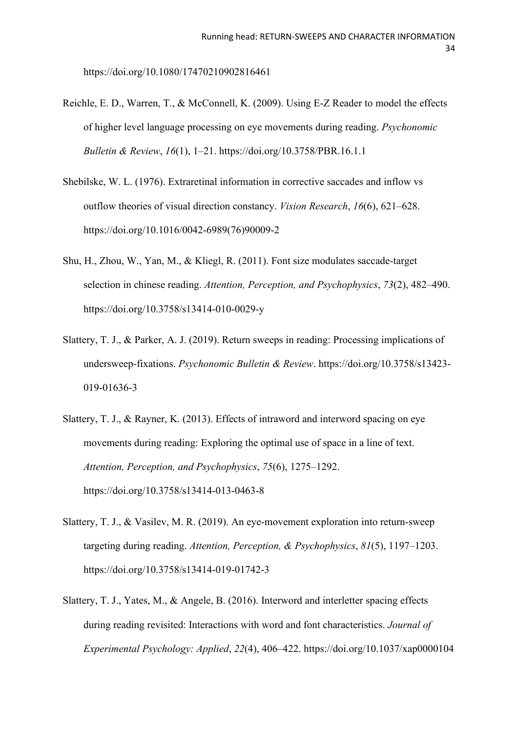https://doi.org/10.1080/17470210902816461

Reichle, E. D., Warren, T., & McConnell, K. (2009). Using E-Z Reader to model the effects of higher level language processing on eye movements during reading. *Psychonomic Bulletin & Review*, *16*(1), 1–21. https://doi.org/10.3758/PBR.16.1.1

Shebilske, W. L. (1976). Extraretinal information in corrective saccades and inflow vs outflow theories of visual direction constancy. *Vision Research*, *16*(6), 621–628. https://doi.org/10.1016/0042-6989(76)90009-2

Shu, H., Zhou, W., Yan, M., & Kliegl, R. (2011). Font size modulates saccade-target selection in chinese reading. *Attention, Perception, and Psychophysics*, *73*(2), 482–490. https://doi.org/10.3758/s13414-010-0029-y

Slattery, T. J., & Parker, A. J. (2019). Return sweeps in reading: Processing implications of undersweep-fixations. *Psychonomic Bulletin & Review*. https://doi.org/10.3758/s13423-019-01636-3

Slattery, T. J., & Rayner, K. (2013). Effects of intraword and interword spacing on eye movements during reading: Exploring the optimal use of space in a line of text. *Attention, Perception, and Psychophysics*, *75*(6), 1275–1292. https://doi.org/10.3758/s13414-013-0463-8

Slattery, T. J., & Vasilev, M. R. (2019). An eye-movement exploration into return-sweep targeting during reading. *Attention, Perception, & Psychophysics*, *81*(5), 1197–1203. https://doi.org/10.3758/s13414-019-01742-3

Slattery, T. J., Yates, M., & Angele, B. (2016). Interword and interletter spacing effects during reading revisited: Interactions with word and font characteristics. *Journal of Experimental Psychology: Applied*, *22*(4), 406–422. https://doi.org/10.1037/xap0000104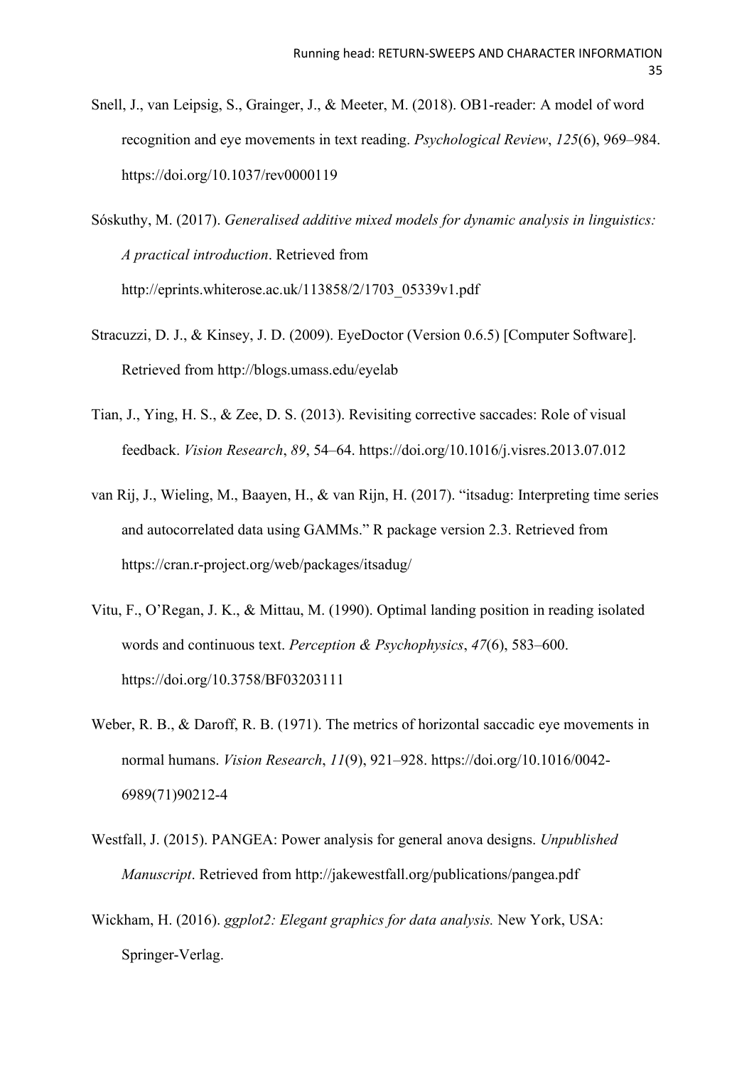Snell, J., van Leipsig, S., Grainger, J., & Meeter, M. (2018). OB1-reader: A model of word recognition and eye movements in text reading. *Psychological Review*, *125*(6), 969–984. https://doi.org/10.1037/rev0000119

Sóskuthy, M. (2017). *Generalised additive mixed models for dynamic analysis in linguistics: A practical introduction*. Retrieved from http://eprints.whiterose.ac.uk/113858/2/1703_05339v1.pdf

Stracuzzi, D. J., & Kinsey, J. D. (2009). EyeDoctor (Version 0.6.5) [Computer Software]. Retrieved from http://blogs.umass.edu/eyelab

Tian, J., Ying, H. S., & Zee, D. S. (2013). Revisiting corrective saccades: Role of visual feedback. *Vision Research*, *89*, 54–64. https://doi.org/10.1016/j.visres.2013.07.012

van Rij, J., Wieling, M., Baayen, H., & van Rijn, H. (2017). "itsadug: Interpreting time series and autocorrelated data using GAMMs." R package version 2.3. Retrieved from https://cran.r-project.org/web/packages/itsadug/

Vitu, F., O'Regan, J. K., & Mittau, M. (1990). Optimal landing position in reading isolated words and continuous text. *Perception & Psychophysics*, *47*(6), 583–600. https://doi.org/10.3758/BF03203111

Weber, R. B., & Daroff, R. B. (1971). The metrics of horizontal saccadic eye movements in normal humans. *Vision Research*, *11*(9), 921–928. https://doi.org/10.1016/0042-6989(71)90212-4

Westfall, J. (2015). PANGEA: Power analysis for general anova designs. *Unpublished Manuscript*. Retrieved from http://jakewestfall.org/publications/pangea.pdf

Wickham, H. (2016). *ggplot2: Elegant graphics for data analysis.* New York, USA: Springer-Verlag.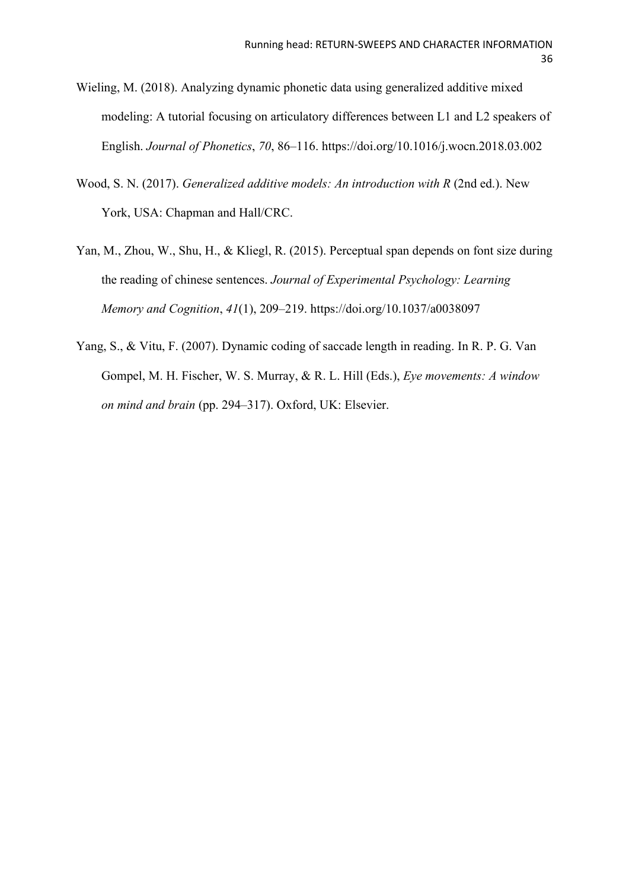Wieling, M. (2018). Analyzing dynamic phonetic data using generalized additive mixed modeling: A tutorial focusing on articulatory differences between L1 and L2 speakers of English. *Journal of Phonetics*, *70*, 86–116. https://doi.org/10.1016/j.wocn.2018.03.002

Wood, S. N. (2017). *Generalized additive models: An introduction with R* (2nd ed.). New York, USA: Chapman and Hall/CRC.

Yan, M., Zhou, W., Shu, H., & Kliegl, R. (2015). Perceptual span depends on font size during the reading of chinese sentences. *Journal of Experimental Psychology: Learning Memory and Cognition*, *41*(1), 209–219. https://doi.org/10.1037/a0038097

Yang, S., & Vitu, F. (2007). Dynamic coding of saccade length in reading. In R. P. G. Van Gompel, M. H. Fischer, W. S. Murray, & R. L. Hill (Eds.), *Eye movements: A window on mind and brain* (pp. 294–317). Oxford, UK: Elsevier.